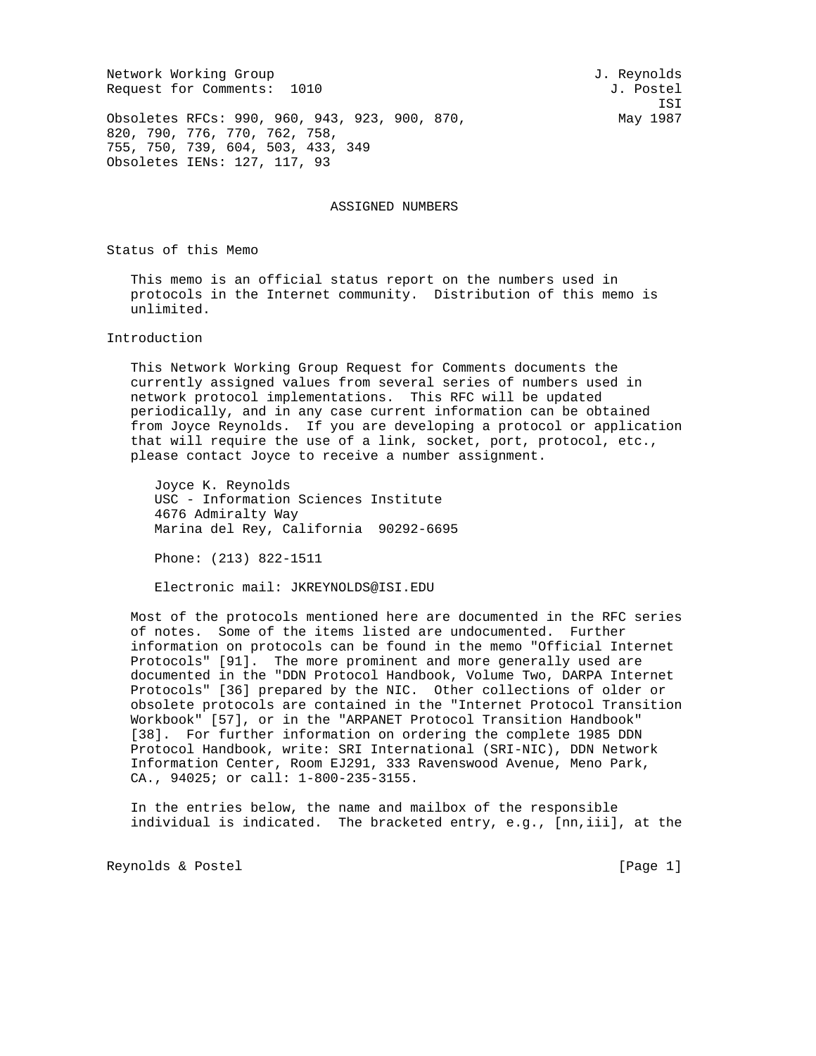Network Working Group J. Reynolds
Request for Comments: 1010 J. Postel
ISI
Obsoletes RFCs: 990, 960, 943, 923, 900, 870, May 1987
820, 790, 776, 770, 762, 758,
755, 750, 739, 604, 503, 433, 349
Obsoletes IENs: 127, 117, 93

# ASSIGNED NUMBERS

## Status of this Memo

This memo is an official status report on the numbers used in protocols in the Internet community. Distribution of this memo is unlimited.

## Introduction

This Network Working Group Request for Comments documents the currently assigned values from several series of numbers used in network protocol implementations. This RFC will be updated periodically, and in any case current information can be obtained from Joyce Reynolds. If you are developing a protocol or application that will require the use of a link, socket, port, protocol, etc., please contact Joyce to receive a number assignment.

Joyce K. Reynolds
USC - Information Sciences Institute
4676 Admiralty Way
Marina del Rey, California 90292-6695

Phone: (213) 822-1511

Electronic mail: JKREYNOLDS@ISI.EDU

Most of the protocols mentioned here are documented in the RFC series of notes. Some of the items listed are undocumented. Further information on protocols can be found in the memo "Official Internet Protocols" [91]. The more prominent and more generally used are documented in the "DDN Protocol Handbook, Volume Two, DARPA Internet Protocols" [36] prepared by the NIC. Other collections of older or obsolete protocols are contained in the "Internet Protocol Transition Workbook" [57], or in the "ARPANET Protocol Transition Handbook" [38]. For further information on ordering the complete 1985 DDN Protocol Handbook, write: SRI International (SRI-NIC), DDN Network Information Center, Room EJ291, 333 Ravenswood Avenue, Meno Park, CA., 94025; or call: 1-800-235-3155.

In the entries below, the name and mailbox of the responsible individual is indicated. The bracketed entry, e.g., [nn,iii], at the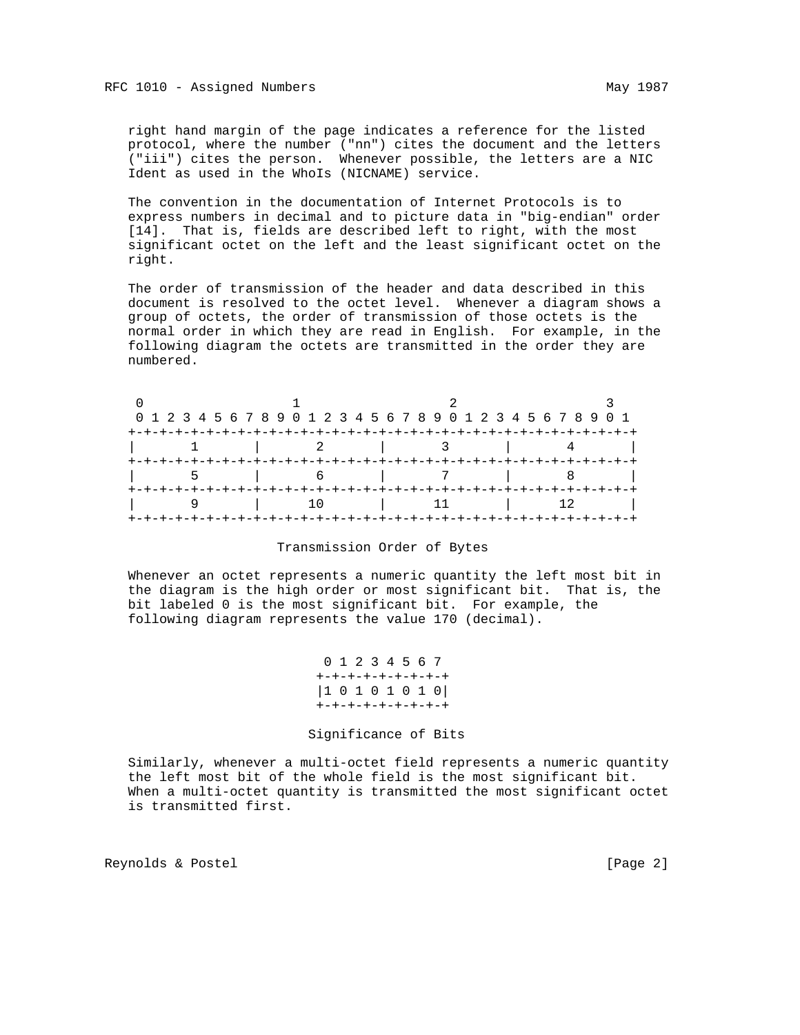right hand margin of the page indicates a reference for the listed protocol, where the number ("nn") cites the document and the letters ("iii") cites the person. Whenever possible, the letters are a NIC Ident as used in the WhoIs (NICNAME) service.

The convention in the documentation of Internet Protocols is to express numbers in decimal and to picture data in "big-endian" order [14]. That is, fields are described left to right, with the most significant octet on the left and the least significant octet on the right.

The order of transmission of the header and data described in this document is resolved to the octet level. Whenever a diagram shows a group of octets, the order of transmission of those octets is the normal order in which they are read in English. For example, in the following diagram the octets are transmitted in the order they are numbered.

```
 0                   1                   2                   3
 0 1 2 3 4 5 6 7 8 9 0 1 2 3 4 5 6 7 8 9 0 1 2 3 4 5 6 7 8 9 0 1
+-+-+-+-+-+-+-+-+-+-+-+-+-+-+-+-+-+-+-+-+-+-+-+-+-+-+-+-+-+-+-+-+
|       1       |       2       |       3       |       4       |
+-+-+-+-+-+-+-+-+-+-+-+-+-+-+-+-+-+-+-+-+-+-+-+-+-+-+-+-+-+-+-+-+
|       5       |       6       |       7       |       8       |
+-+-+-+-+-+-+-+-+-+-+-+-+-+-+-+-+-+-+-+-+-+-+-+-+-+-+-+-+-+-+-+-+
|       9       |      10       |      11       |      12       |
+-+-+-+-+-+-+-+-+-+-+-+-+-+-+-+-+-+-+-+-+-+-+-+-+-+-+-+-+-+-+-+-+
```

Transmission Order of Bytes

Whenever an octet represents a numeric quantity the left most bit in the diagram is the high order or most significant bit. That is, the bit labeled 0 is the most significant bit. For example, the following diagram represents the value 170 (decimal).

```
 0 1 2 3 4 5 6 7
+-+-+-+-+-+-+-+-+
|1 0 1 0 1 0 1 0|
+-+-+-+-+-+-+-+-+
```

Significance of Bits

Similarly, whenever a multi-octet field represents a numeric quantity the left most bit of the whole field is the most significant bit. When a multi-octet quantity is transmitted the most significant octet is transmitted first.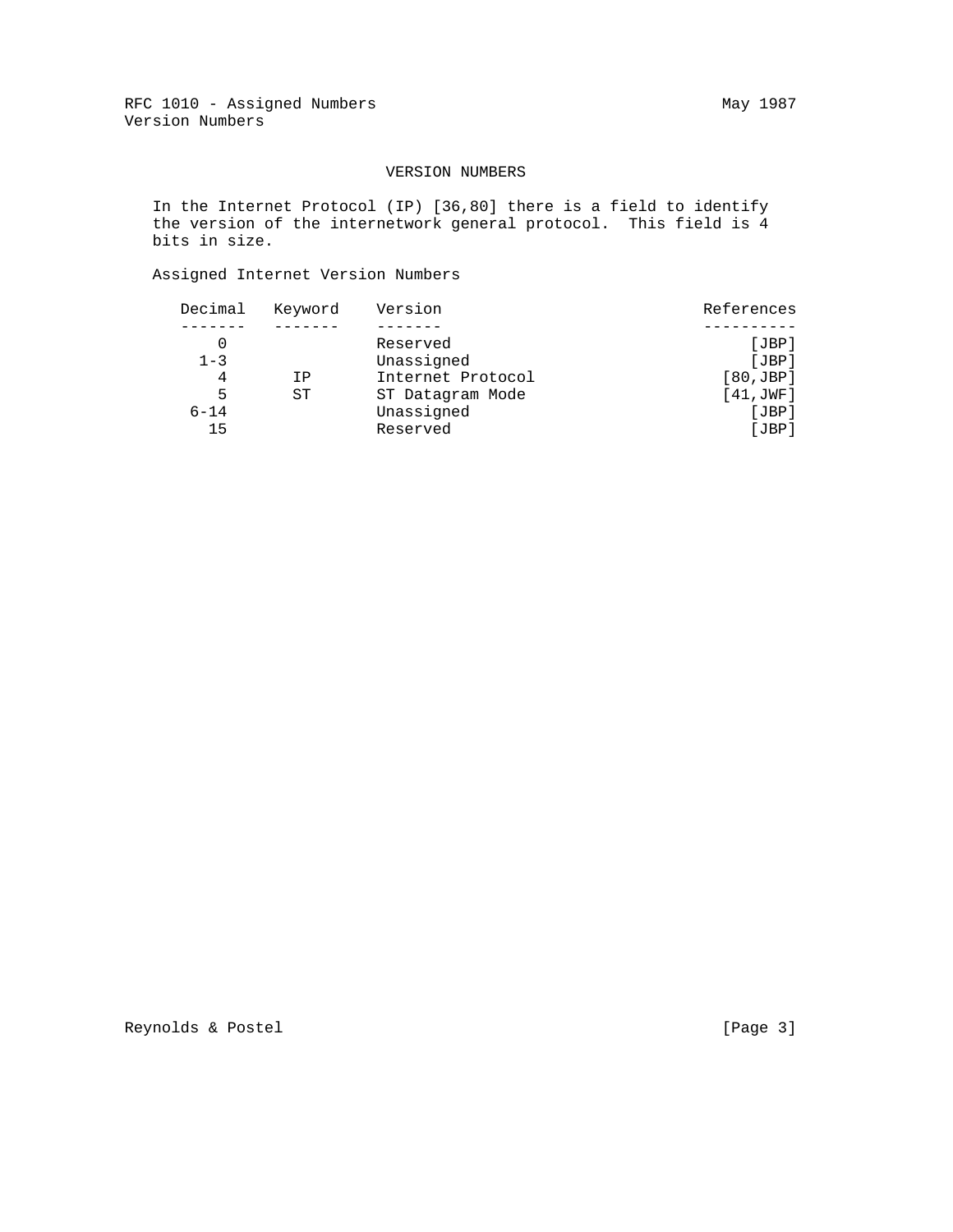## VERSION NUMBERS

In the Internet Protocol (IP) [36,80] there is a field to identify the version of the internetwork general protocol. This field is 4 bits in size.

Assigned Internet Version Numbers

| Decimal | Keyword | Version | References |
|---|---|---|---|
| 0 | | Reserved | [JBP] |
| 1-3 | | Unassigned | [JBP] |
| 4 | IP | Internet Protocol | [80,JBP] |
| 5 | ST | ST Datagram Mode | [41,JWF] |
| 6-14 | | Unassigned | [JBP] |
| 15 | | Reserved | [JBP] |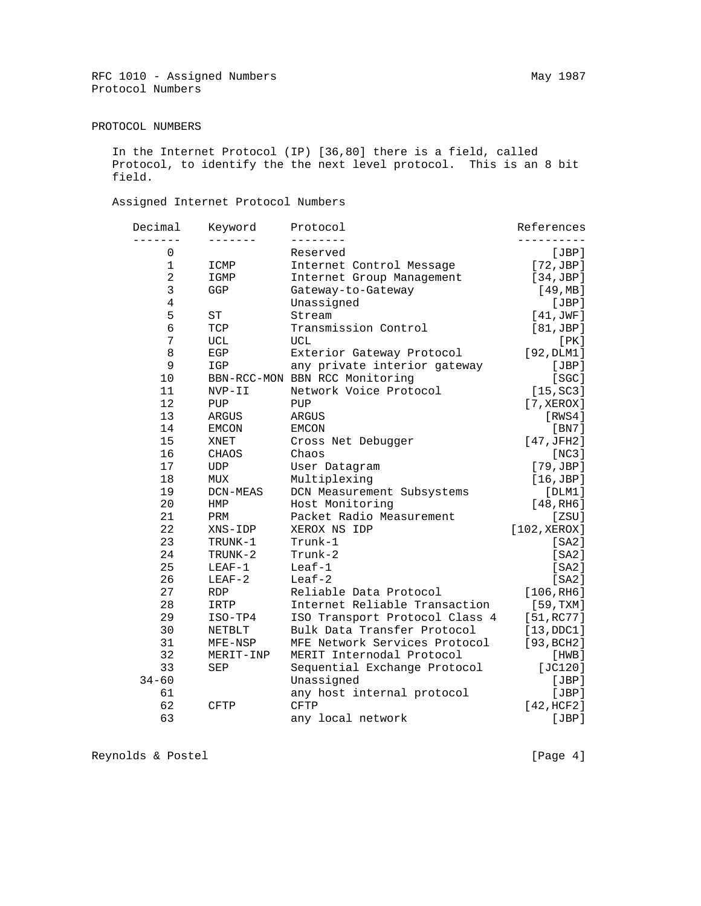## PROTOCOL NUMBERS

In the Internet Protocol (IP) [36,80] there is a field, called Protocol, to identify the the next level protocol. This is an 8 bit field.

Assigned Internet Protocol Numbers

| Decimal | Keyword | Protocol | References |
|---|---|---|---|
| 0 | | Reserved | [JBP] |
| 1 | ICMP | Internet Control Message | [72,JBP] |
| 2 | IGMP | Internet Group Management | [34,JBP] |
| 3 | GGP | Gateway-to-Gateway | [49,MB] |
| 4 | | Unassigned | [JBP] |
| 5 | ST | Stream | [41,JWF] |
| 6 | TCP | Transmission Control | [81,JBP] |
| 7 | UCL | UCL | [PK] |
| 8 | EGP | Exterior Gateway Protocol | [92,DLM1] |
| 9 | IGP | any private interior gateway | [JBP] |
| 10 | BBN-RCC-MON | BBN RCC Monitoring | [SGC] |
| 11 | NVP-II | Network Voice Protocol | [15,SC3] |
| 12 | PUP | PUP | [7,XEROX] |
| 13 | ARGUS | ARGUS | [RWS4] |
| 14 | EMCON | EMCON | [BN7] |
| 15 | XNET | Cross Net Debugger | [47,JFH2] |
| 16 | CHAOS | Chaos | [NC3] |
| 17 | UDP | User Datagram | [79,JBP] |
| 18 | MUX | Multiplexing | [16,JBP] |
| 19 | DCN-MEAS | DCN Measurement Subsystems | [DLM1] |
| 20 | HMP | Host Monitoring | [48,RH6] |
| 21 | PRM | Packet Radio Measurement | [ZSU] |
| 22 | XNS-IDP | XEROX NS IDP | [102,XEROX] |
| 23 | TRUNK-1 | Trunk-1 | [SA2] |
| 24 | TRUNK-2 | Trunk-2 | [SA2] |
| 25 | LEAF-1 | Leaf-1 | [SA2] |
| 26 | LEAF-2 | Leaf-2 | [SA2] |
| 27 | RDP | Reliable Data Protocol | [106,RH6] |
| 28 | IRTP | Internet Reliable Transaction | [59,TXM] |
| 29 | ISO-TP4 | ISO Transport Protocol Class 4 | [51,RC77] |
| 30 | NETBLT | Bulk Data Transfer Protocol | [13,DDC1] |
| 31 | MFE-NSP | MFE Network Services Protocol | [93,BCH2] |
| 32 | MERIT-INP | MERIT Internodal Protocol | [HWB] |
| 33 | SEP | Sequential Exchange Protocol | [JC120] |
| 34-60 | | Unassigned | [JBP] |
| 61 | | any host internal protocol | [JBP] |
| 62 | CFTP | CFTP | [42,HCF2] |
| 63 | | any local network | [JBP] |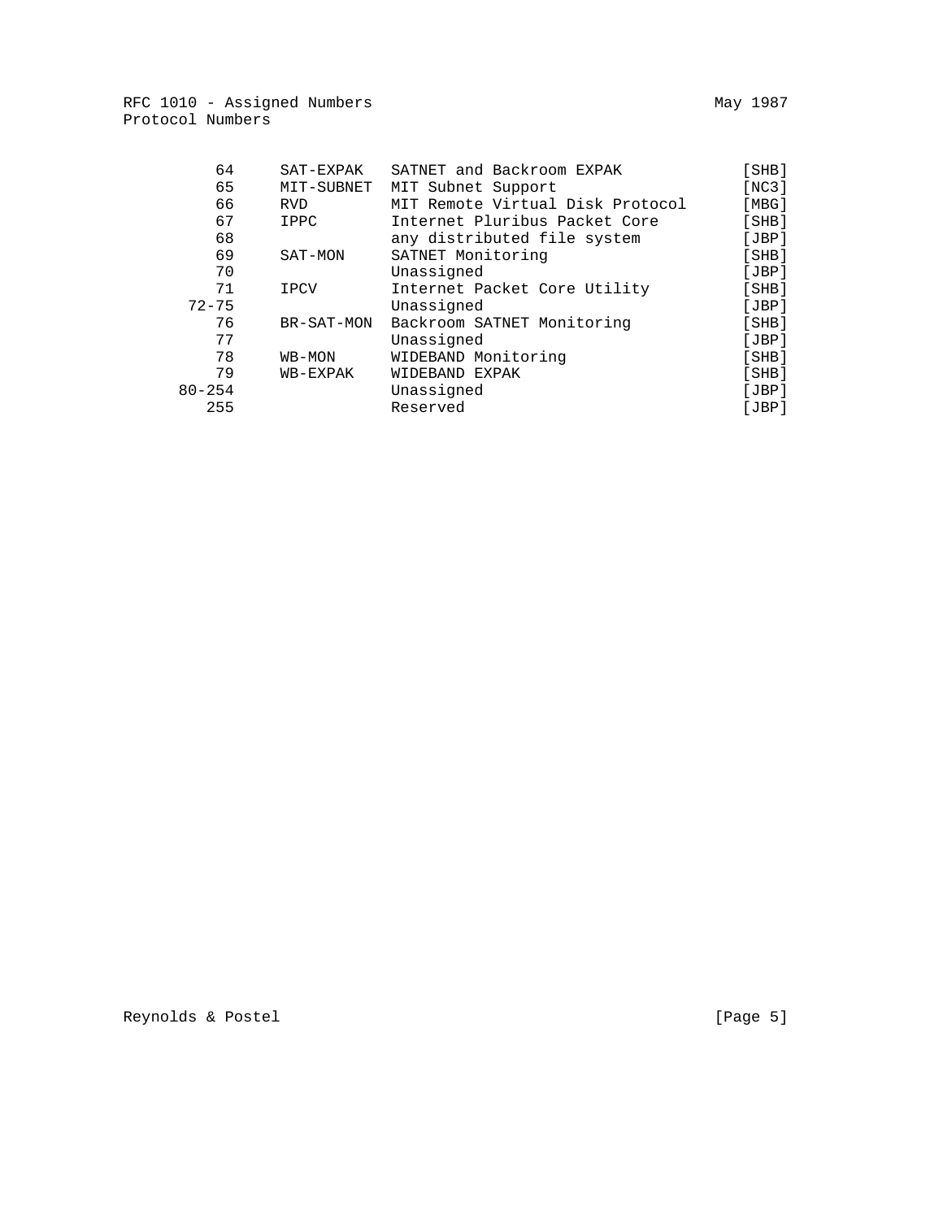| Decimal | Keyword | Protocol | References |
|---|---|---|---|
| 64 | SAT-EXPAK | SATNET and Backroom EXPAK | [SHB] |
| 65 | MIT-SUBNET | MIT Subnet Support | [NC3] |
| 66 | RVD | MIT Remote Virtual Disk Protocol | [MBG] |
| 67 | IPPC | Internet Pluribus Packet Core | [SHB] |
| 68 | | any distributed file system | [JBP] |
| 69 | SAT-MON | SATNET Monitoring | [SHB] |
| 70 | | Unassigned | [JBP] |
| 71 | IPCV | Internet Packet Core Utility | [SHB] |
| 72-75 | | Unassigned | [JBP] |
| 76 | BR-SAT-MON | Backroom SATNET Monitoring | [SHB] |
| 77 | | Unassigned | [JBP] |
| 78 | WB-MON | WIDEBAND Monitoring | [SHB] |
| 79 | WB-EXPAK | WIDEBAND EXPAK | [SHB] |
| 80-254 | | Unassigned | [JBP] |
| 255 | | Reserved | [JBP] |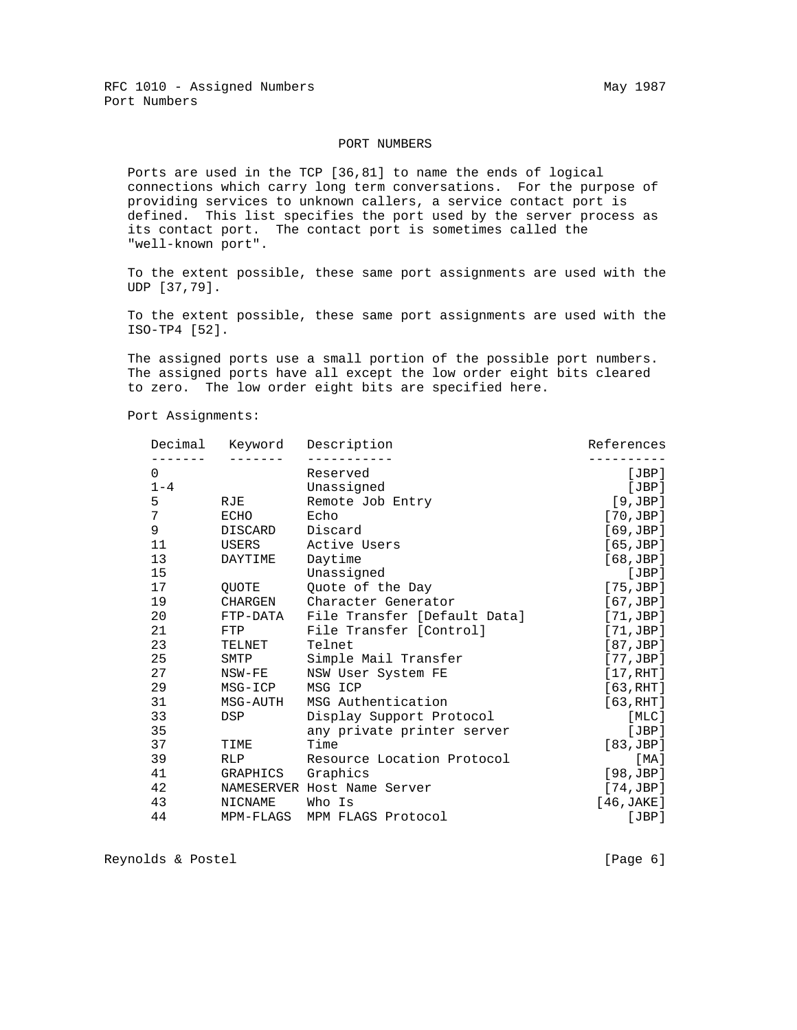## PORT NUMBERS

Ports are used in the TCP [36,81] to name the ends of logical connections which carry long term conversations. For the purpose of providing services to unknown callers, a service contact port is defined. This list specifies the port used by the server process as its contact port. The contact port is sometimes called the "well-known port".

To the extent possible, these same port assignments are used with the UDP [37,79].

To the extent possible, these same port assignments are used with the ISO-TP4 [52].

The assigned ports use a small portion of the possible port numbers. The assigned ports have all except the low order eight bits cleared to zero. The low order eight bits are specified here.

Port Assignments:

| Decimal | Keyword | Description | References |
|---|---|---|---|
| 0 | | Reserved | [JBP] |
| 1-4 | | Unassigned | [JBP] |
| 5 | RJE | Remote Job Entry | [9,JBP] |
| 7 | ECHO | Echo | [70,JBP] |
| 9 | DISCARD | Discard | [69,JBP] |
| 11 | USERS | Active Users | [65,JBP] |
| 13 | DAYTIME | Daytime | [68,JBP] |
| 15 | | Unassigned | [JBP] |
| 17 | QUOTE | Quote of the Day | [75,JBP] |
| 19 | CHARGEN | Character Generator | [67,JBP] |
| 20 | FTP-DATA | File Transfer [Default Data] | [71,JBP] |
| 21 | FTP | File Transfer [Control] | [71,JBP] |
| 23 | TELNET | Telnet | [87,JBP] |
| 25 | SMTP | Simple Mail Transfer | [77,JBP] |
| 27 | NSW-FE | NSW User System FE | [17,RHT] |
| 29 | MSG-ICP | MSG ICP | [63,RHT] |
| 31 | MSG-AUTH | MSG Authentication | [63,RHT] |
| 33 | DSP | Display Support Protocol | [MLC] |
| 35 | | any private printer server | [JBP] |
| 37 | TIME | Time | [83,JBP] |
| 39 | RLP | Resource Location Protocol | [MA] |
| 41 | GRAPHICS | Graphics | [98,JBP] |
| 42 | NAMESERVER | Host Name Server | [74,JBP] |
| 43 | NICNAME | Who Is | [46,JAKE] |
| 44 | MPM-FLAGS | MPM FLAGS Protocol | [JBP] |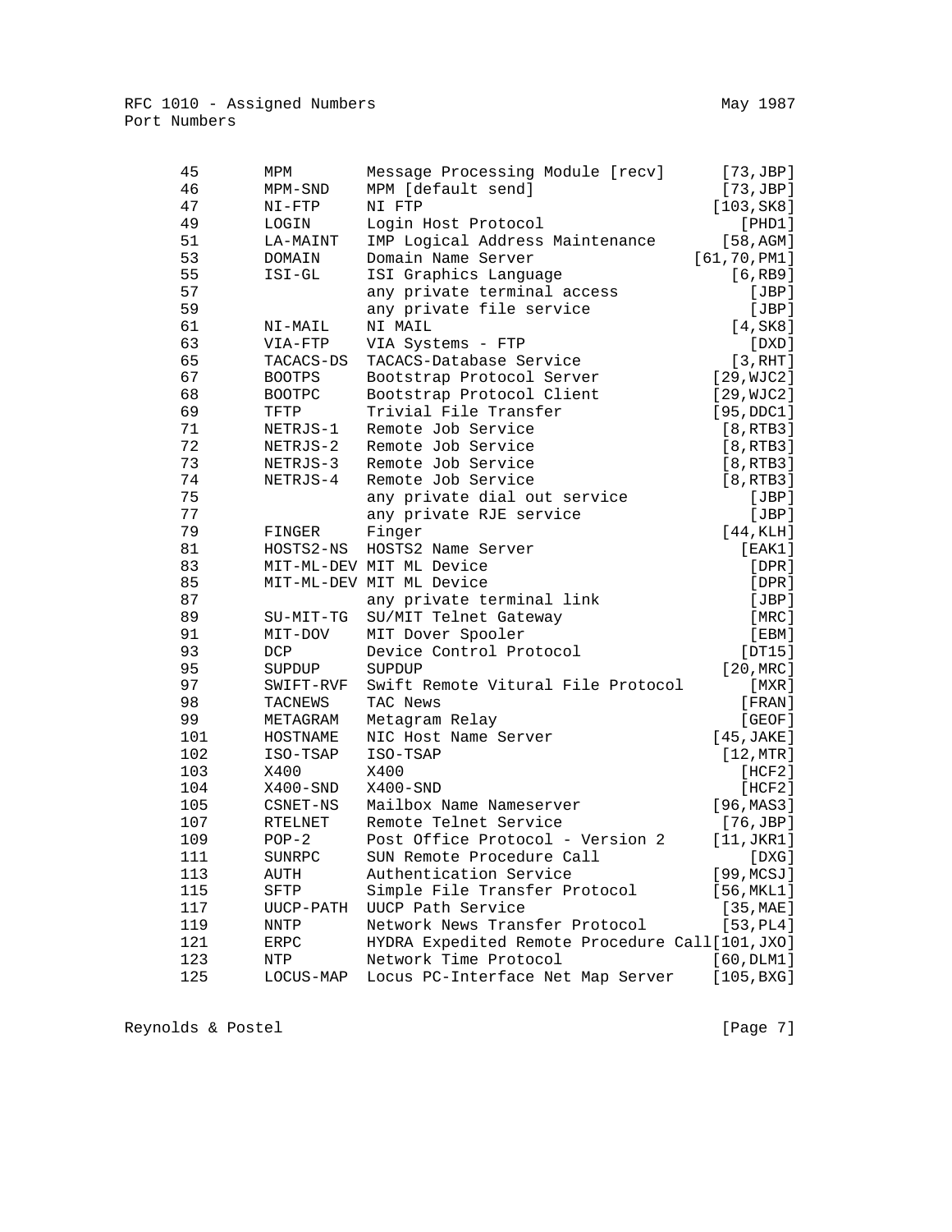| Decimal | Keyword | Description | References |
|---|---|---|---|
| 45 | MPM | Message Processing Module [recv] | [73,JBP] |
| 46 | MPM-SND | MPM [default send] | [73,JBP] |
| 47 | NI-FTP | NI FTP | [103,SK8] |
| 49 | LOGIN | Login Host Protocol | [PHD1] |
| 51 | LA-MAINT | IMP Logical Address Maintenance | [58,AGM] |
| 53 | DOMAIN | Domain Name Server | [61,70,PM1] |
| 55 | ISI-GL | ISI Graphics Language | [6,RB9] |
| 57 | | any private terminal access | [JBP] |
| 59 | | any private file service | [JBP] |
| 61 | NI-MAIL | NI MAIL | [4,SK8] |
| 63 | VIA-FTP | VIA Systems - FTP | [DXD] |
| 65 | TACACS-DS | TACACS-Database Service | [3,RHT] |
| 67 | BOOTPS | Bootstrap Protocol Server | [29,WJC2] |
| 68 | BOOTPC | Bootstrap Protocol Client | [29,WJC2] |
| 69 | TFTP | Trivial File Transfer | [95,DDC1] |
| 71 | NETRJS-1 | Remote Job Service | [8,RTB3] |
| 72 | NETRJS-2 | Remote Job Service | [8,RTB3] |
| 73 | NETRJS-3 | Remote Job Service | [8,RTB3] |
| 74 | NETRJS-4 | Remote Job Service | [8,RTB3] |
| 75 | | any private dial out service | [JBP] |
| 77 | | any private RJE service | [JBP] |
| 79 | FINGER | Finger | [44,KLH] |
| 81 | HOSTS2-NS | HOSTS2 Name Server | [EAK1] |
| 83 | MIT-ML-DEV | MIT ML Device | [DPR] |
| 85 | MIT-ML-DEV | MIT ML Device | [DPR] |
| 87 | | any private terminal link | [JBP] |
| 89 | SU-MIT-TG | SU/MIT Telnet Gateway | [MRC] |
| 91 | MIT-DOV | MIT Dover Spooler | [EBM] |
| 93 | DCP | Device Control Protocol | [DT15] |
| 95 | SUPDUP | SUPDUP | [20,MRC] |
| 97 | SWIFT-RVF | Swift Remote Vitural File Protocol | [MXR] |
| 98 | TACNEWS | TAC News | [FRAN] |
| 99 | METAGRAM | Metagram Relay | [GEOF] |
| 101 | HOSTNAME | NIC Host Name Server | [45,JAKE] |
| 102 | ISO-TSAP | ISO-TSAP | [12,MTR] |
| 103 | X400 | X400 | [HCF2] |
| 104 | X400-SND | X400-SND | [HCF2] |
| 105 | CSNET-NS | Mailbox Name Nameserver | [96,MAS3] |
| 107 | RTELNET | Remote Telnet Service | [76,JBP] |
| 109 | POP-2 | Post Office Protocol - Version 2 | [11,JKR1] |
| 111 | SUNRPC | SUN Remote Procedure Call | [DXG] |
| 113 | AUTH | Authentication Service | [99,MCSJ] |
| 115 | SFTP | Simple File Transfer Protocol | [56,MKL1] |
| 117 | UUCP-PATH | UUCP Path Service | [35,MAE] |
| 119 | NNTP | Network News Transfer Protocol | [53,PL4] |
| 121 | ERPC | HYDRA Expedited Remote Procedure Call | [101,JXO] |
| 123 | NTP | Network Time Protocol | [60,DLM1] |
| 125 | LOCUS-MAP | Locus PC-Interface Net Map Server | [105,BXG] |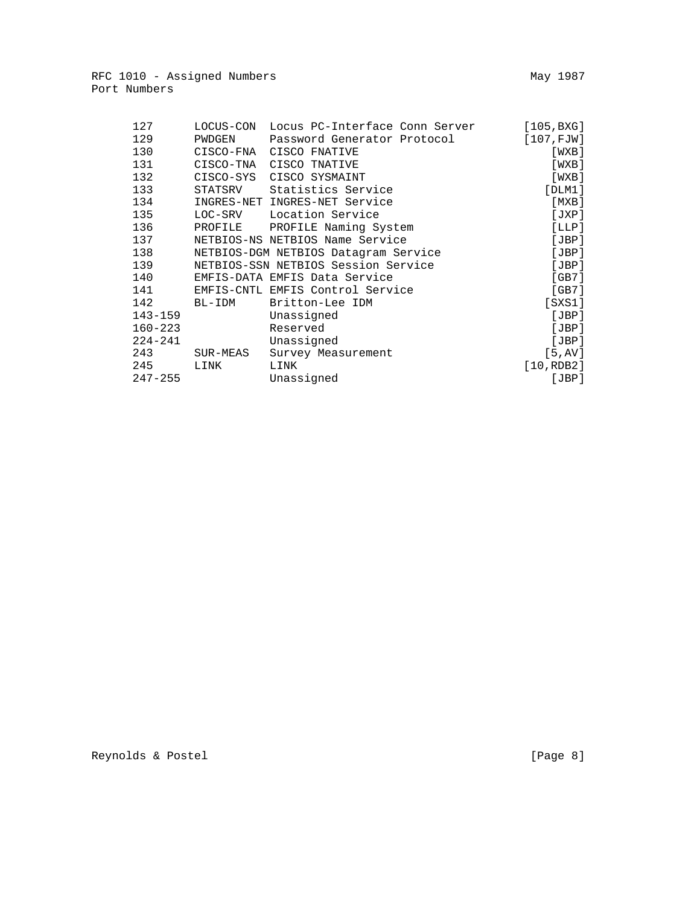| | | | |
|---|---|---|---|
| 127 | LOCUS-CON | Locus PC-Interface Conn Server | [105,BXG] |
| 129 | PWDGEN | Password Generator Protocol | [107,FJW] |
| 130 | CISCO-FNA | CISCO FNATIVE | [WXB] |
| 131 | CISCO-TNA | CISCO TNATIVE | [WXB] |
| 132 | CISCO-SYS | CISCO SYSMAINT | [WXB] |
| 133 | STATSRV | Statistics Service | [DLM1] |
| 134 | INGRES-NET | INGRES-NET Service | [MXB] |
| 135 | LOC-SRV | Location Service | [JXP] |
| 136 | PROFILE | PROFILE Naming System | [LLP] |
| 137 | NETBIOS-NS | NETBIOS Name Service | [JBP] |
| 138 | NETBIOS-DGM | NETBIOS Datagram Service | [JBP] |
| 139 | NETBIOS-SSN | NETBIOS Session Service | [JBP] |
| 140 | EMFIS-DATA | EMFIS Data Service | [GB7] |
| 141 | EMFIS-CNTL | EMFIS Control Service | [GB7] |
| 142 | BL-IDM | Britton-Lee IDM | [SXS1] |
| 143-159 | | Unassigned | [JBP] |
| 160-223 | | Reserved | [JBP] |
| 224-241 | | Unassigned | [JBP] |
| 243 | SUR-MEAS | Survey Measurement | [5,AV] |
| 245 | LINK | LINK | [10,RDB2] |
| 247-255 | | Unassigned | [JBP] |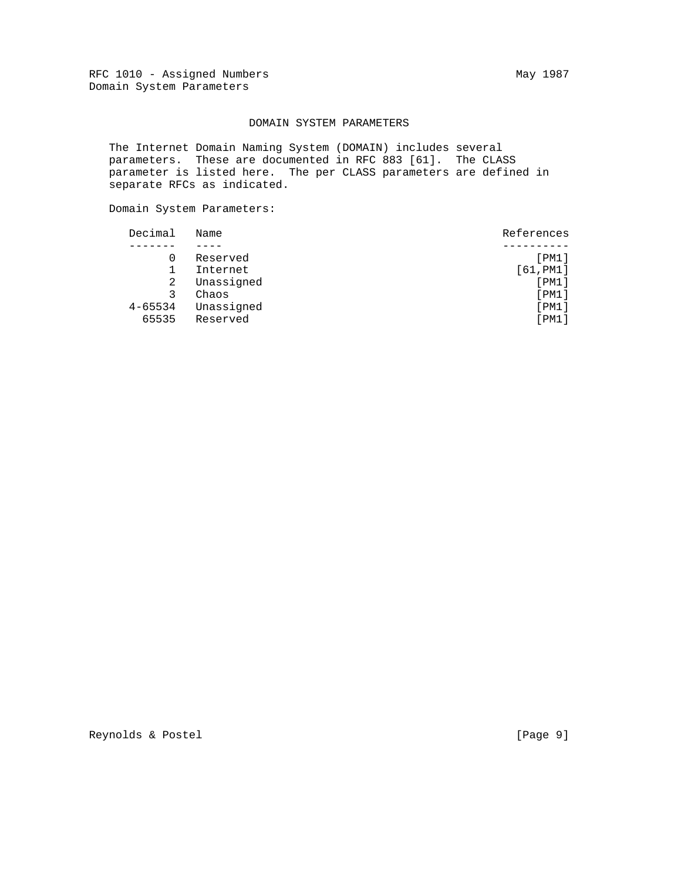# DOMAIN SYSTEM PARAMETERS

The Internet Domain Naming System (DOMAIN) includes several parameters. These are documented in RFC 883 [61]. The CLASS parameter is listed here. The per CLASS parameters are defined in separate RFCs as indicated.

Domain System Parameters:

| Decimal | Name | References |
| --- | --- | --- |
| 0 | Reserved | [PM1] |
| 1 | Internet | [61,PM1] |
| 2 | Unassigned | [PM1] |
| 3 | Chaos | [PM1] |
| 4-65534 | Unassigned | [PM1] |
| 65535 | Reserved | [PM1] |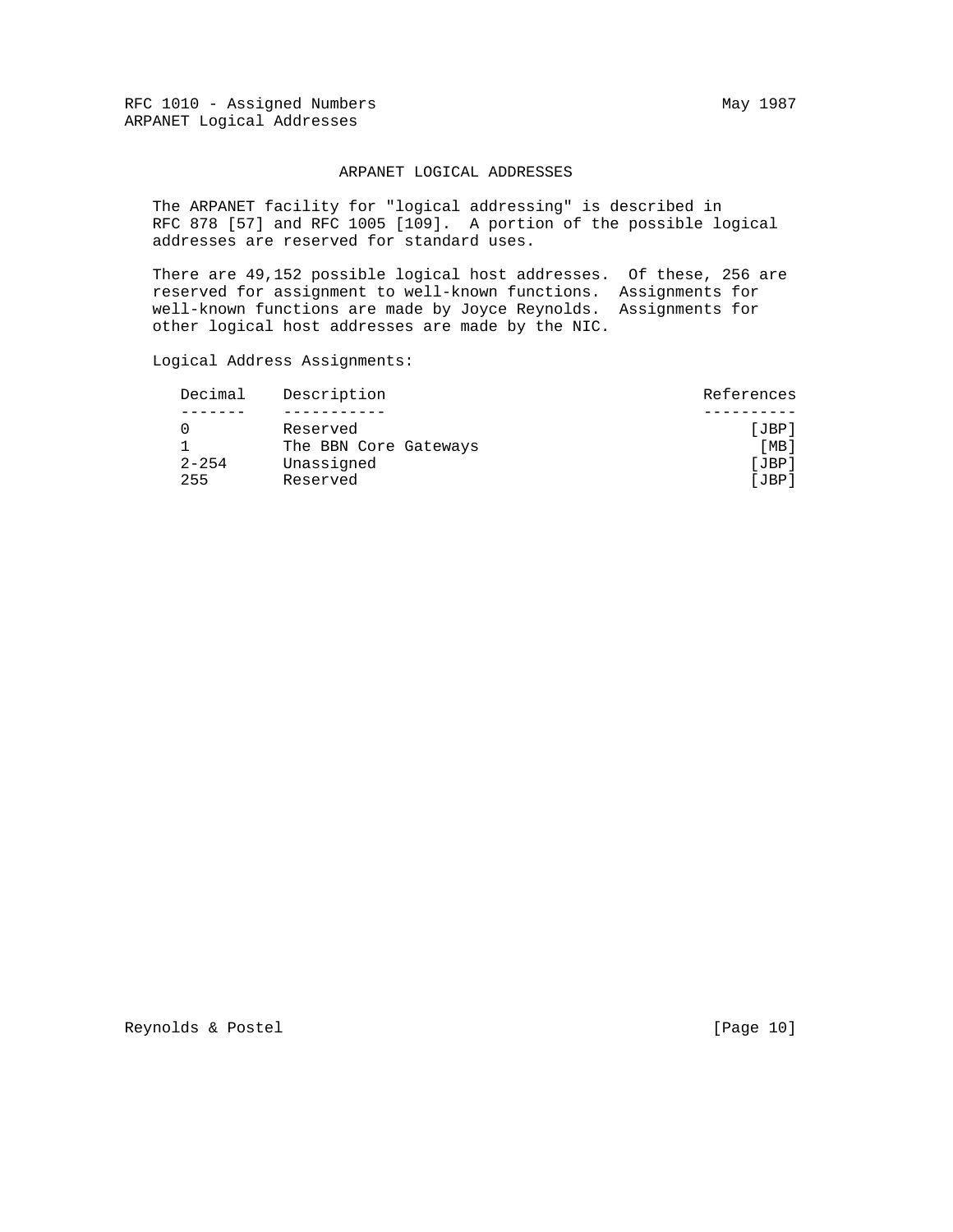## ARPANET LOGICAL ADDRESSES

The ARPANET facility for "logical addressing" is described in RFC 878 [57] and RFC 1005 [109]. A portion of the possible logical addresses are reserved for standard uses.

There are 49,152 possible logical host addresses. Of these, 256 are reserved for assignment to well-known functions. Assignments for well-known functions are made by Joyce Reynolds. Assignments for other logical host addresses are made by the NIC.

Logical Address Assignments:

| Decimal | Description | References |
| --- | --- | --- |
| 0 | Reserved | [JBP] |
| 1 | The BBN Core Gateways | [MB] |
| 2-254 | Unassigned | [JBP] |
| 255 | Reserved | [JBP] |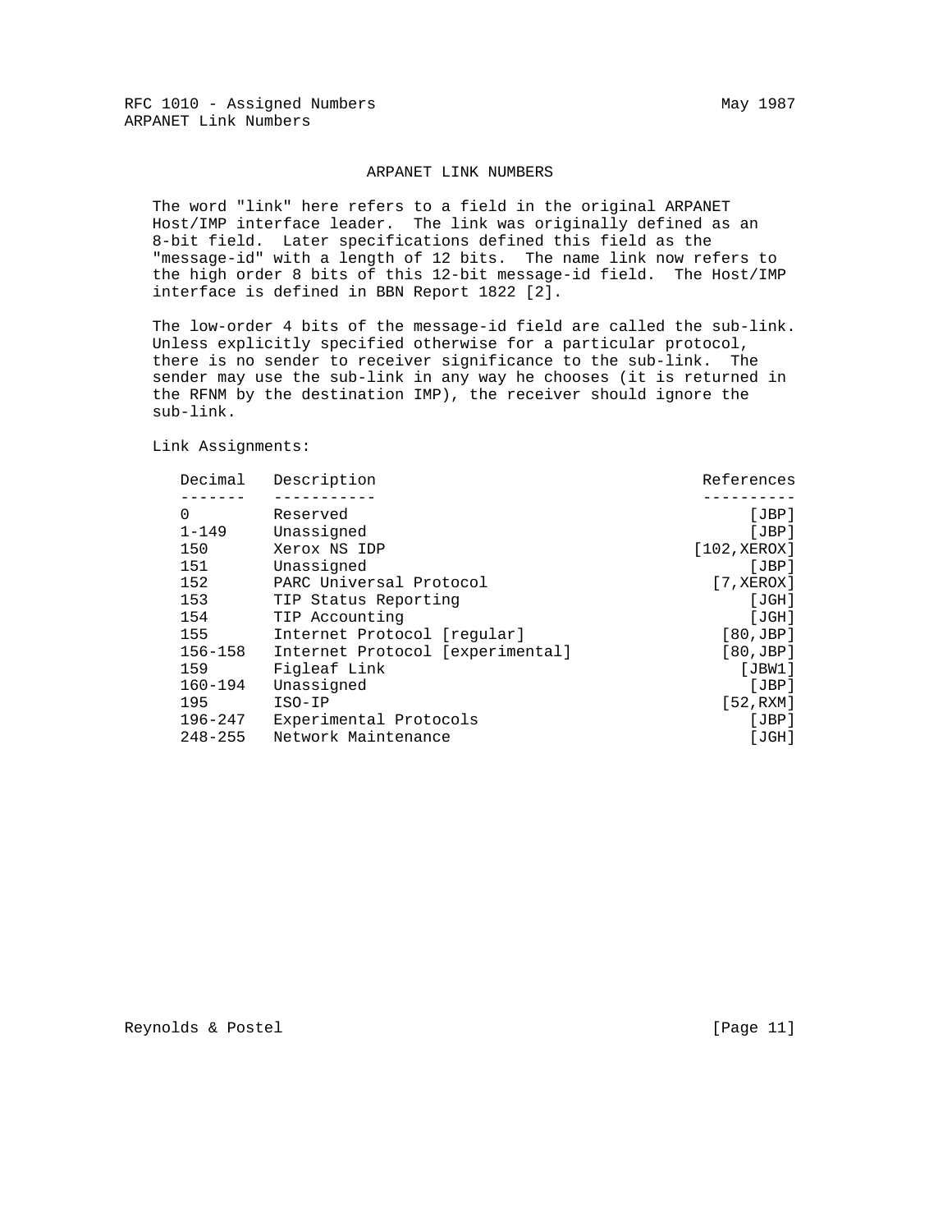## ARPANET LINK NUMBERS

The word "link" here refers to a field in the original ARPANET Host/IMP interface leader. The link was originally defined as an 8-bit field. Later specifications defined this field as the "message-id" with a length of 12 bits. The name link now refers to the high order 8 bits of this 12-bit message-id field. The Host/IMP interface is defined in BBN Report 1822 [2].

The low-order 4 bits of the message-id field are called the sub-link. Unless explicitly specified otherwise for a particular protocol, there is no sender to receiver significance to the sub-link. The sender may use the sub-link in any way he chooses (it is returned in the RFNM by the destination IMP), the receiver should ignore the sub-link.

Link Assignments:

| Decimal | Description | References |
|---|---|---|
| 0 | Reserved | [JBP] |
| 1-149 | Unassigned | [JBP] |
| 150 | Xerox NS IDP | [102,XEROX] |
| 151 | Unassigned | [JBP] |
| 152 | PARC Universal Protocol | [7,XEROX] |
| 153 | TIP Status Reporting | [JGH] |
| 154 | TIP Accounting | [JGH] |
| 155 | Internet Protocol [regular] | [80,JBP] |
| 156-158 | Internet Protocol [experimental] | [80,JBP] |
| 159 | Figleaf Link | [JBW1] |
| 160-194 | Unassigned | [JBP] |
| 195 | ISO-IP | [52,RXM] |
| 196-247 | Experimental Protocols | [JBP] |
| 248-255 | Network Maintenance | [JGH] |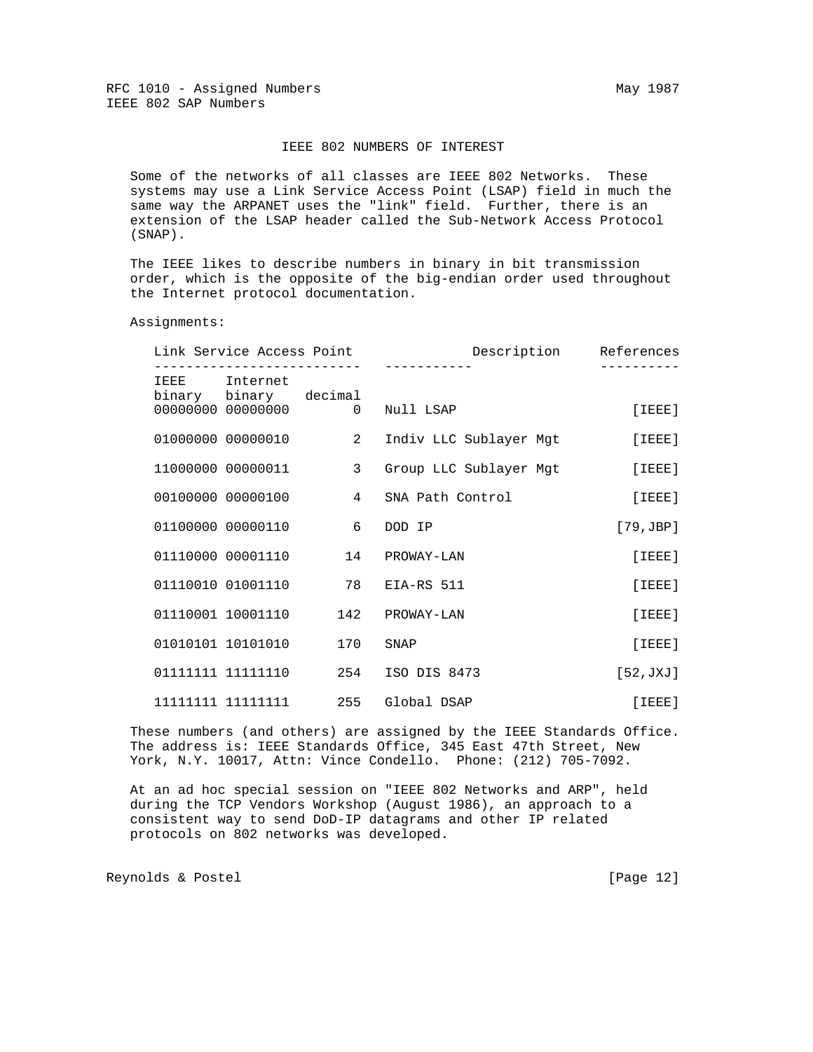## IEEE 802 NUMBERS OF INTEREST

Some of the networks of all classes are IEEE 802 Networks. These systems may use a Link Service Access Point (LSAP) field in much the same way the ARPANET uses the "link" field. Further, there is an extension of the LSAP header called the Sub-Network Access Protocol (SNAP).

The IEEE likes to describe numbers in binary in bit transmission order, which is the opposite of the big-endian order used throughout the Internet protocol documentation.

Assignments:

| Link Service Access Point | | | Description | References |
|---|---|---|---|---|
| IEEE binary | Internet binary | decimal | | |
| 00000000 | 00000000 | 0 | Null LSAP | [IEEE] |
| 01000000 | 00000010 | 2 | Indiv LLC Sublayer Mgt | [IEEE] |
| 11000000 | 00000011 | 3 | Group LLC Sublayer Mgt | [IEEE] |
| 00100000 | 00000100 | 4 | SNA Path Control | [IEEE] |
| 01100000 | 00000110 | 6 | DOD IP | [79,JBP] |
| 01110000 | 00001110 | 14 | PROWAY-LAN | [IEEE] |
| 01110010 | 01001110 | 78 | EIA-RS 511 | [IEEE] |
| 01110001 | 10001110 | 142 | PROWAY-LAN | [IEEE] |
| 01010101 | 10101010 | 170 | SNAP | [IEEE] |
| 01111111 | 11111110 | 254 | ISO DIS 8473 | [52,JXJ] |
| 11111111 | 11111111 | 255 | Global DSAP | [IEEE] |

These numbers (and others) are assigned by the IEEE Standards Office. The address is: IEEE Standards Office, 345 East 47th Street, New York, N.Y. 10017, Attn: Vince Condello. Phone: (212) 705-7092.

At an ad hoc special session on "IEEE 802 Networks and ARP", held during the TCP Vendors Workshop (August 1986), an approach to a consistent way to send DoD-IP datagrams and other IP related protocols on 802 networks was developed.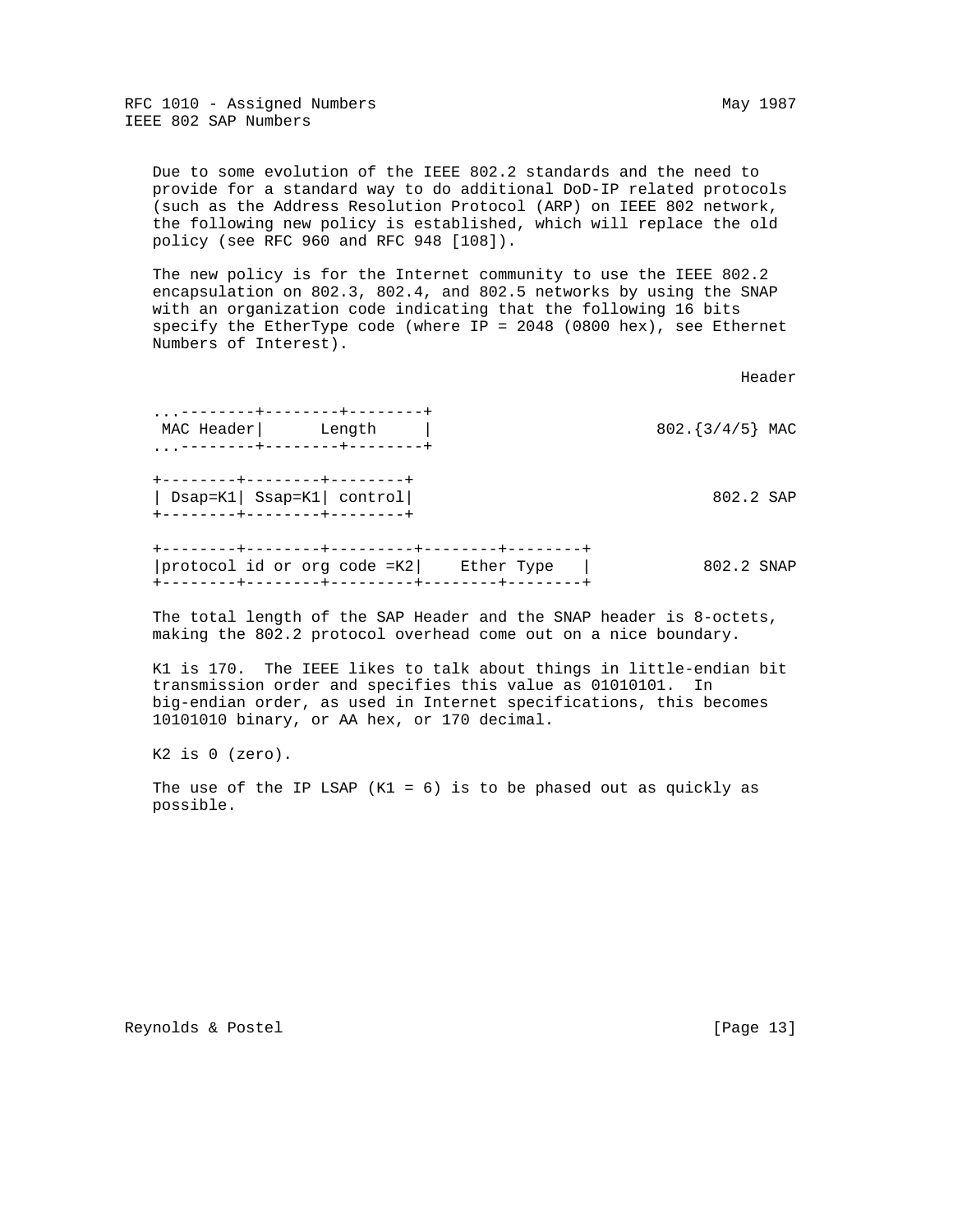Due to some evolution of the IEEE 802.2 standards and the need to provide for a standard way to do additional DoD-IP related protocols (such as the Address Resolution Protocol (ARP) on IEEE 802 network, the following new policy is established, which will replace the old policy (see RFC 960 and RFC 948 [108]).

The new policy is for the Internet community to use the IEEE 802.2 encapsulation on 802.3, 802.4, and 802.5 networks by using the SNAP with an organization code indicating that the following 16 bits specify the EtherType code (where IP = 2048 (0800 hex), see Ethernet Numbers of Interest).

```
                                                              Header

...--------+--------+--------+
 MAC Header|      Length     |                         802.{3/4/5} MAC
...--------+--------+--------+

+--------+--------+--------+
| Dsap=K1| Ssap=K1| control|                                802.2 SAP
+--------+--------+--------+

+--------+--------+---------+--------+--------+
|protocol id or org code =K2|    Ether Type   |            802.2 SNAP
+--------+--------+---------+--------+--------+
```

The total length of the SAP Header and the SNAP header is 8-octets, making the 802.2 protocol overhead come out on a nice boundary.

K1 is 170. The IEEE likes to talk about things in little-endian bit transmission order and specifies this value as 01010101. In big-endian order, as used in Internet specifications, this becomes 10101010 binary, or AA hex, or 170 decimal.

K2 is 0 (zero).

The use of the IP LSAP (K1 = 6) is to be phased out as quickly as possible.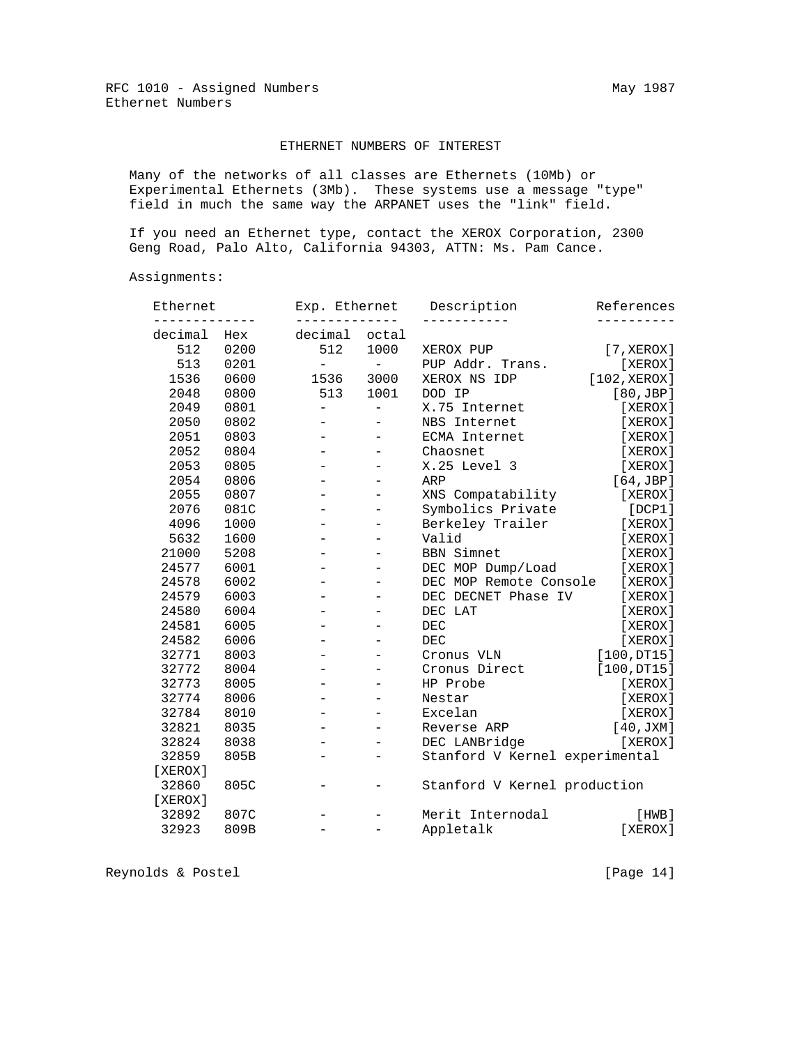## ETHERNET NUMBERS OF INTEREST

Many of the networks of all classes are Ethernets (10Mb) or Experimental Ethernets (3Mb). These systems use a message "type" field in much the same way the ARPANET uses the "link" field.

If you need an Ethernet type, contact the XEROX Corporation, 2300 Geng Road, Palo Alto, California 94303, ATTN: Ms. Pam Cance.

Assignments:

| Ethernet | | Exp. Ethernet | | Description | References |
|---|---|---|---|---|---|
| decimal | Hex | decimal | octal | | |
| 512 | 0200 | 512 | 1000 | XEROX PUP | [7,XEROX] |
| 513 | 0201 | - | - | PUP Addr. Trans. | [XEROX] |
| 1536 | 0600 | 1536 | 3000 | XEROX NS IDP | [102,XEROX] |
| 2048 | 0800 | 513 | 1001 | DOD IP | [80,JBP] |
| 2049 | 0801 | - | - | X.75 Internet | [XEROX] |
| 2050 | 0802 | - | - | NBS Internet | [XEROX] |
| 2051 | 0803 | - | - | ECMA Internet | [XEROX] |
| 2052 | 0804 | - | - | Chaosnet | [XEROX] |
| 2053 | 0805 | - | - | X.25 Level 3 | [XEROX] |
| 2054 | 0806 | - | - | ARP | [64,JBP] |
| 2055 | 0807 | - | - | XNS Compatability | [XEROX] |
| 2076 | 081C | - | - | Symbolics Private | [DCP1] |
| 4096 | 1000 | - | - | Berkeley Trailer | [XEROX] |
| 5632 | 1600 | - | - | Valid | [XEROX] |
| 21000 | 5208 | - | - | BBN Simnet | [XEROX] |
| 24577 | 6001 | - | - | DEC MOP Dump/Load | [XEROX] |
| 24578 | 6002 | - | - | DEC MOP Remote Console | [XEROX] |
| 24579 | 6003 | - | - | DEC DECNET Phase IV | [XEROX] |
| 24580 | 6004 | - | - | DEC LAT | [XEROX] |
| 24581 | 6005 | - | - | DEC | [XEROX] |
| 24582 | 6006 | - | - | DEC | [XEROX] |
| 32771 | 8003 | - | - | Cronus VLN | [100,DT15] |
| 32772 | 8004 | - | - | Cronus Direct | [100,DT15] |
| 32773 | 8005 | - | - | HP Probe | [XEROX] |
| 32774 | 8006 | - | - | Nestar | [XEROX] |
| 32784 | 8010 | - | - | Excelan | [XEROX] |
| 32821 | 8035 | - | - | Reverse ARP | [40,JXM] |
| 32824 | 8038 | - | - | DEC LANBridge | [XEROX] |
| 32859 | 805B | - | - | Stanford V Kernel experimental | [XEROX] |
| 32860 | 805C | - | - | Stanford V Kernel production | [XEROX] |
| 32892 | 807C | - | - | Merit Internodal | [HWB] |
| 32923 | 809B | - | - | Appletalk | [XEROX] |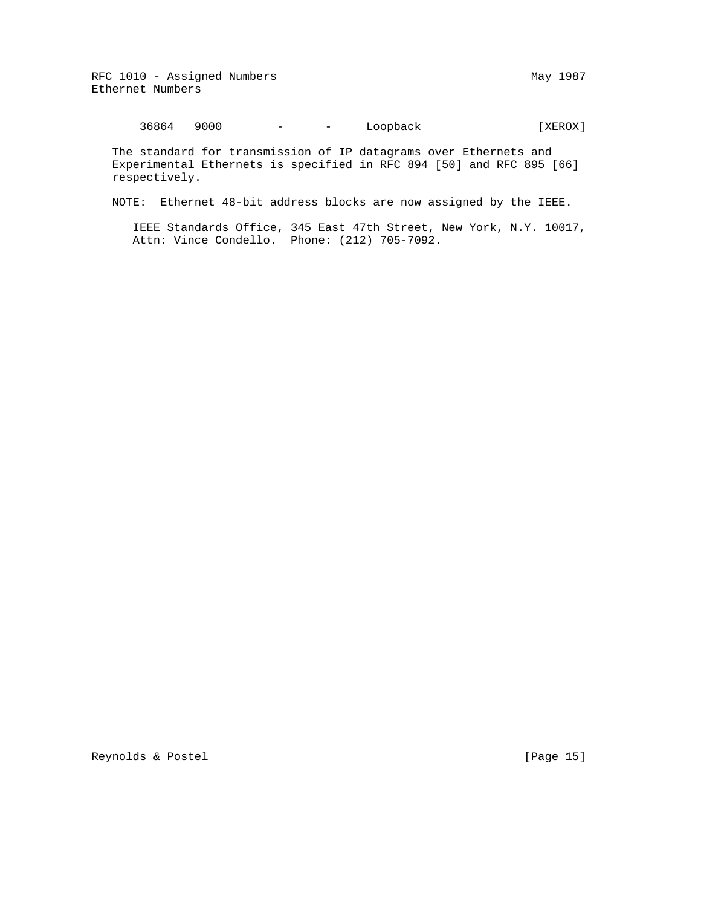| 36864 | 9000 | - | - | Loopback | [XEROX] |
|---|---|---|---|---|---|

The standard for transmission of IP datagrams over Ethernets and Experimental Ethernets is specified in RFC 894 [50] and RFC 895 [66] respectively.

NOTE: Ethernet 48-bit address blocks are now assigned by the IEEE.

IEEE Standards Office, 345 East 47th Street, New York, N.Y. 10017, Attn: Vince Condello. Phone: (212) 705-7092.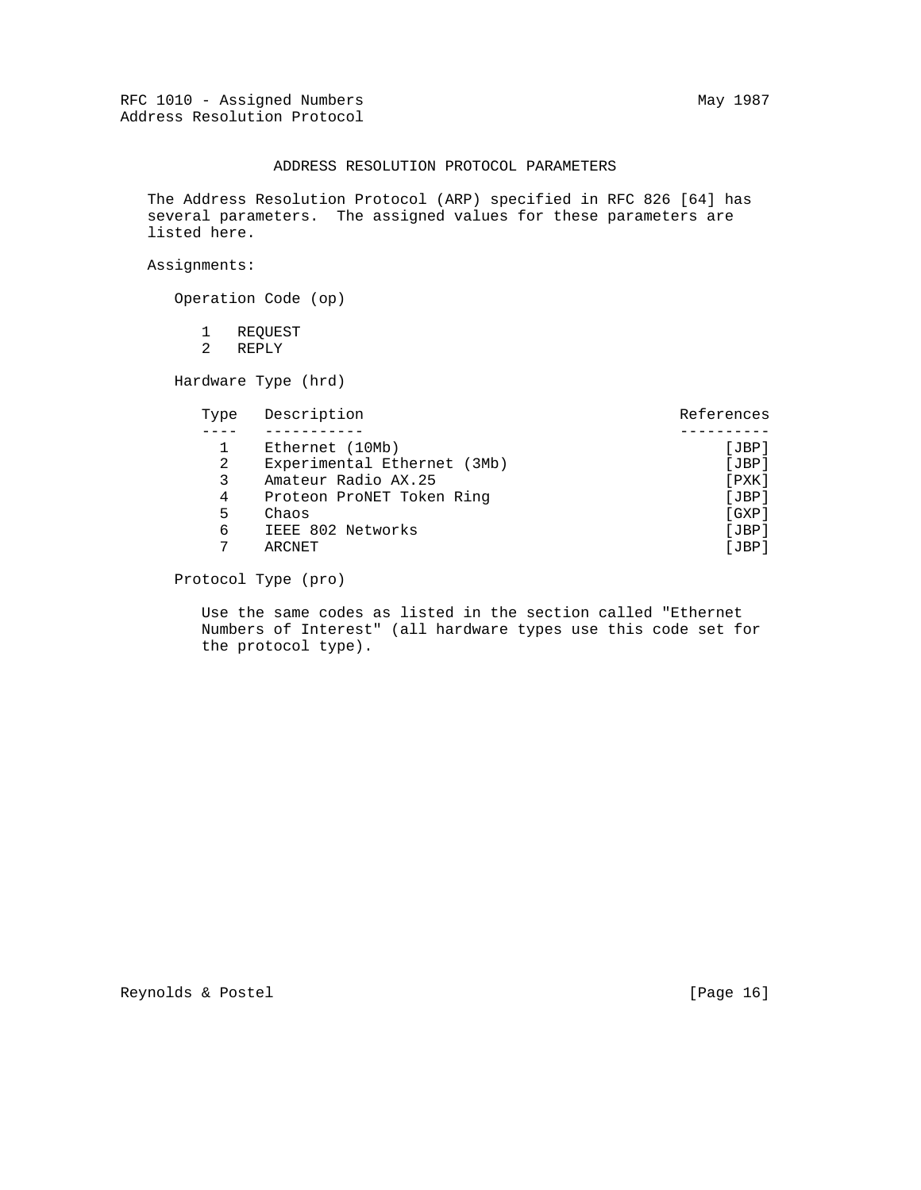## ADDRESS RESOLUTION PROTOCOL PARAMETERS

The Address Resolution Protocol (ARP) specified in RFC 826 [64] has several parameters. The assigned values for these parameters are listed here.

Assignments:

Operation Code (op)

1 REQUEST
2 REPLY

Hardware Type (hrd)

| Type | Description | References |
|---|---|---|
| 1 | Ethernet (10Mb) | [JBP] |
| 2 | Experimental Ethernet (3Mb) | [JBP] |
| 3 | Amateur Radio AX.25 | [PXK] |
| 4 | Proteon ProNET Token Ring | [JBP] |
| 5 | Chaos | [GXP] |
| 6 | IEEE 802 Networks | [JBP] |
| 7 | ARCNET | [JBP] |

Protocol Type (pro)

Use the same codes as listed in the section called "Ethernet Numbers of Interest" (all hardware types use this code set for the protocol type).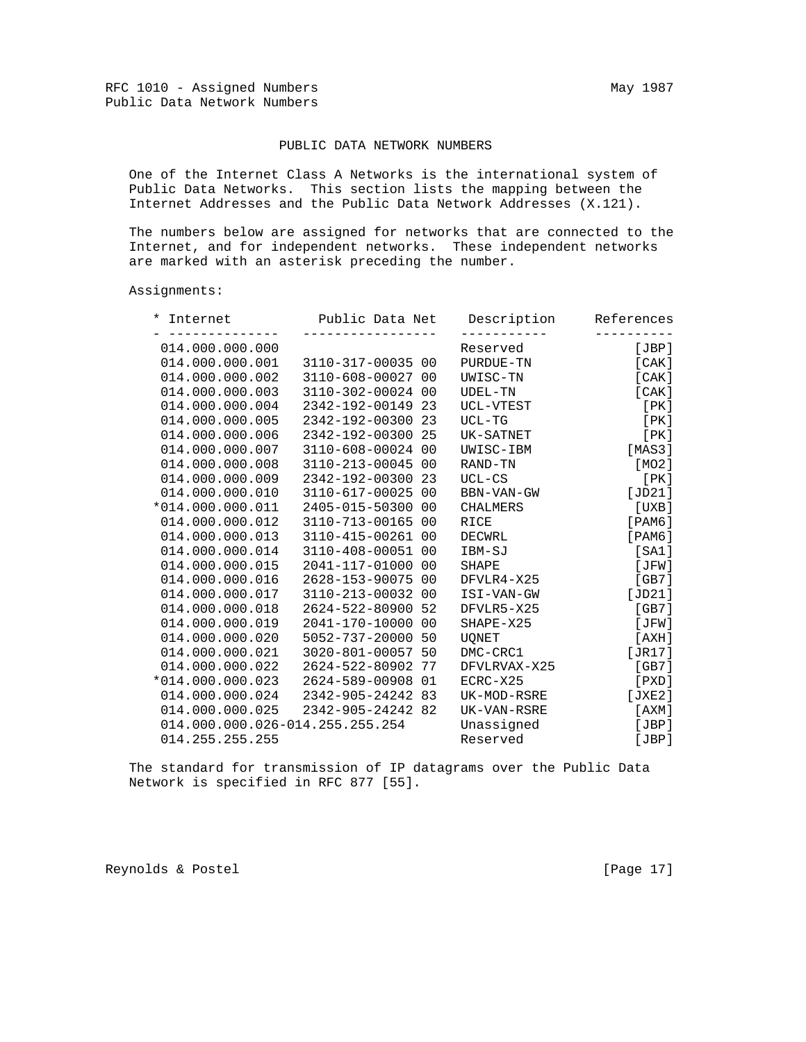## PUBLIC DATA NETWORK NUMBERS

One of the Internet Class A Networks is the international system of Public Data Networks. This section lists the mapping between the Internet Addresses and the Public Data Network Addresses (X.121).

The numbers below are assigned for networks that are connected to the Internet, and for independent networks. These independent networks are marked with an asterisk preceding the number.

Assignments:

| * Internet | Public Data Net | Description | References |
|---|---|---|---|
| 014.000.000.000 | | Reserved | [JBP] |
| 014.000.000.001 | 3110-317-00035 00 | PURDUE-TN | [CAK] |
| 014.000.000.002 | 3110-608-00027 00 | UWISC-TN | [CAK] |
| 014.000.000.003 | 3110-302-00024 00 | UDEL-TN | [CAK] |
| 014.000.000.004 | 2342-192-00149 23 | UCL-VTEST | [PK] |
| 014.000.000.005 | 2342-192-00300 23 | UCL-TG | [PK] |
| 014.000.000.006 | 2342-192-00300 25 | UK-SATNET | [PK] |
| 014.000.000.007 | 3110-608-00024 00 | UWISC-IBM | [MAS3] |
| 014.000.000.008 | 3110-213-00045 00 | RAND-TN | [MO2] |
| 014.000.000.009 | 2342-192-00300 23 | UCL-CS | [PK] |
| 014.000.000.010 | 3110-617-00025 00 | BBN-VAN-GW | [JD21] |
| *014.000.000.011 | 2405-015-50300 00 | CHALMERS | [UXB] |
| 014.000.000.012 | 3110-713-00165 00 | RICE | [PAM6] |
| 014.000.000.013 | 3110-415-00261 00 | DECWRL | [PAM6] |
| 014.000.000.014 | 3110-408-00051 00 | IBM-SJ | [SA1] |
| 014.000.000.015 | 2041-117-01000 00 | SHAPE | [JFW] |
| 014.000.000.016 | 2628-153-90075 00 | DFVLR4-X25 | [GB7] |
| 014.000.000.017 | 3110-213-00032 00 | ISI-VAN-GW | [JD21] |
| 014.000.000.018 | 2624-522-80900 52 | DFVLR5-X25 | [GB7] |
| 014.000.000.019 | 2041-170-10000 00 | SHAPE-X25 | [JFW] |
| 014.000.000.020 | 5052-737-20000 50 | UQNET | [AXH] |
| 014.000.000.021 | 3020-801-00057 50 | DMC-CRC1 | [JR17] |
| 014.000.000.022 | 2624-522-80902 77 | DFVLRVAX-X25 | [GB7] |
| *014.000.000.023 | 2624-589-00908 01 | ECRC-X25 | [PXD] |
| 014.000.000.024 | 2342-905-24242 83 | UK-MOD-RSRE | [JXE2] |
| 014.000.000.025 | 2342-905-24242 82 | UK-VAN-RSRE | [AXM] |
| 014.000.000.026-014.255.255.254 | | Unassigned | [JBP] |
| 014.255.255.255 | | Reserved | [JBP] |

The standard for transmission of IP datagrams over the Public Data Network is specified in RFC 877 [55].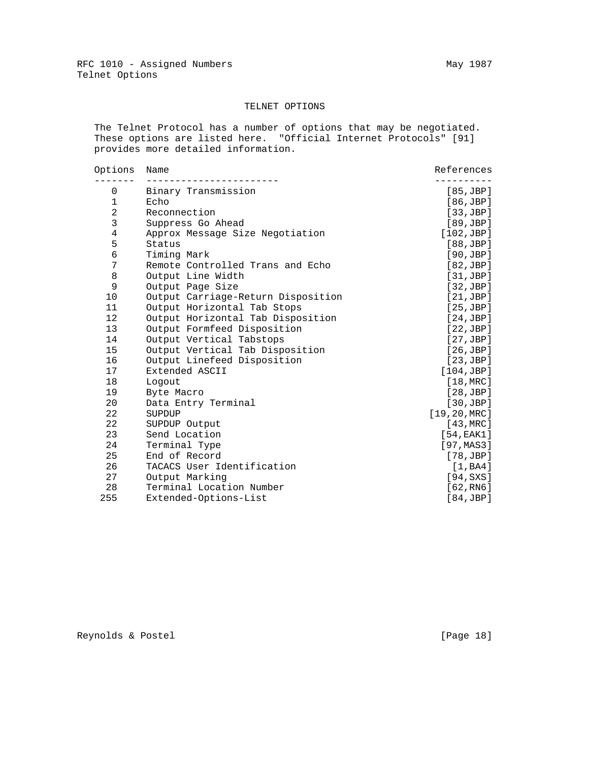## TELNET OPTIONS

The Telnet Protocol has a number of options that may be negotiated. These options are listed here. "Official Internet Protocols" [91] provides more detailed information.

| Options | Name | References |
|---|---|---|
| 0 | Binary Transmission | [85,JBP] |
| 1 | Echo | [86,JBP] |
| 2 | Reconnection | [33,JBP] |
| 3 | Suppress Go Ahead | [89,JBP] |
| 4 | Approx Message Size Negotiation | [102,JBP] |
| 5 | Status | [88,JBP] |
| 6 | Timing Mark | [90,JBP] |
| 7 | Remote Controlled Trans and Echo | [82,JBP] |
| 8 | Output Line Width | [31,JBP] |
| 9 | Output Page Size | [32,JBP] |
| 10 | Output Carriage-Return Disposition | [21,JBP] |
| 11 | Output Horizontal Tab Stops | [25,JBP] |
| 12 | Output Horizontal Tab Disposition | [24,JBP] |
| 13 | Output Formfeed Disposition | [22,JBP] |
| 14 | Output Vertical Tabstops | [27,JBP] |
| 15 | Output Vertical Tab Disposition | [26,JBP] |
| 16 | Output Linefeed Disposition | [23,JBP] |
| 17 | Extended ASCII | [104,JBP] |
| 18 | Logout | [18,MRC] |
| 19 | Byte Macro | [28,JBP] |
| 20 | Data Entry Terminal | [30,JBP] |
| 22 | SUPDUP | [19,20,MRC] |
| 22 | SUPDUP Output | [43,MRC] |
| 23 | Send Location | [54,EAK1] |
| 24 | Terminal Type | [97,MAS3] |
| 25 | End of Record | [78,JBP] |
| 26 | TACACS User Identification | [1,BA4] |
| 27 | Output Marking | [94,SXS] |
| 28 | Terminal Location Number | [62,RN6] |
| 255 | Extended-Options-List | [84,JBP] |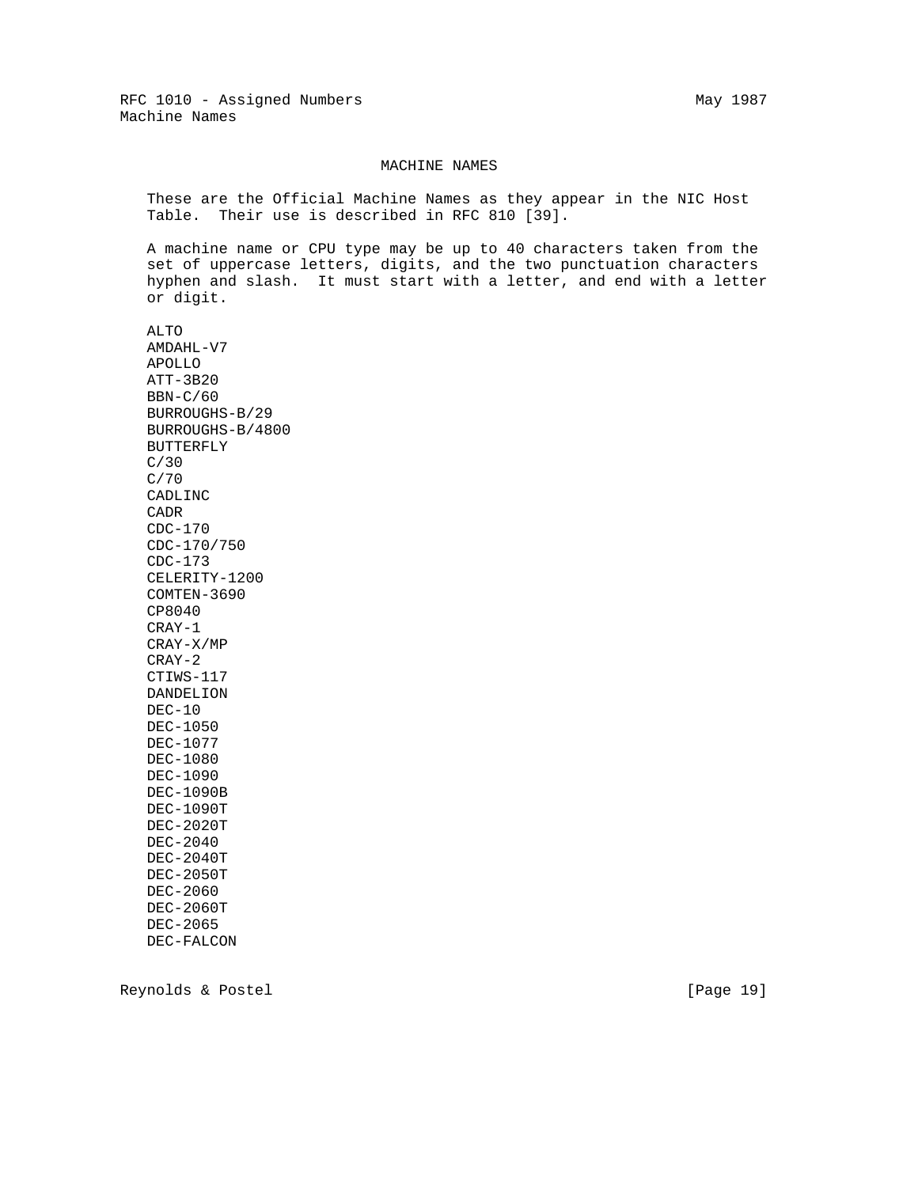## MACHINE NAMES

These are the Official Machine Names as they appear in the NIC Host Table. Their use is described in RFC 810 [39].

A machine name or CPU type may be up to 40 characters taken from the set of uppercase letters, digits, and the two punctuation characters hyphen and slash. It must start with a letter, and end with a letter or digit.

```
ALTO
AMDAHL-V7
APOLLO
ATT-3B20
BBN-C/60
BURROUGHS-B/29
BURROUGHS-B/4800
BUTTERFLY
C/30
C/70
CADLINC
CADR
CDC-170
CDC-170/750
CDC-173
CELERITY-1200
COMTEN-3690
CP8040
CRAY-1
CRAY-X/MP
CRAY-2
CTIWS-117
DANDELION
DEC-10
DEC-1050
DEC-1077
DEC-1080
DEC-1090
DEC-1090B
DEC-1090T
DEC-2020T
DEC-2040
DEC-2040T
DEC-2050T
DEC-2060
DEC-2060T
DEC-2065
DEC-FALCON
```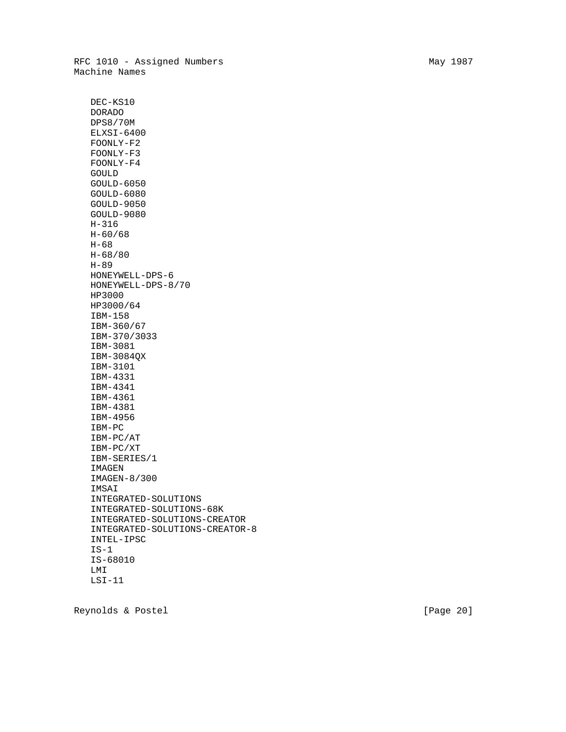DEC-KS10
DORADO
DPS8/70M
ELXSI-6400
FOONLY-F2
FOONLY-F3
FOONLY-F4
GOULD
GOULD-6050
GOULD-6080
GOULD-9050
GOULD-9080
H-316
H-60/68
H-68
H-68/80
H-89
HONEYWELL-DPS-6
HONEYWELL-DPS-8/70
HP3000
HP3000/64
IBM-158
IBM-360/67
IBM-370/3033
IBM-3081
IBM-3084QX
IBM-3101
IBM-4331
IBM-4341
IBM-4361
IBM-4381
IBM-4956
IBM-PC
IBM-PC/AT
IBM-PC/XT
IBM-SERIES/1
IMAGEN
IMAGEN-8/300
IMSAI
INTEGRATED-SOLUTIONS
INTEGRATED-SOLUTIONS-68K
INTEGRATED-SOLUTIONS-CREATOR
INTEGRATED-SOLUTIONS-CREATOR-8
INTEL-IPSC
IS-1
IS-68010
LMI
LSI-11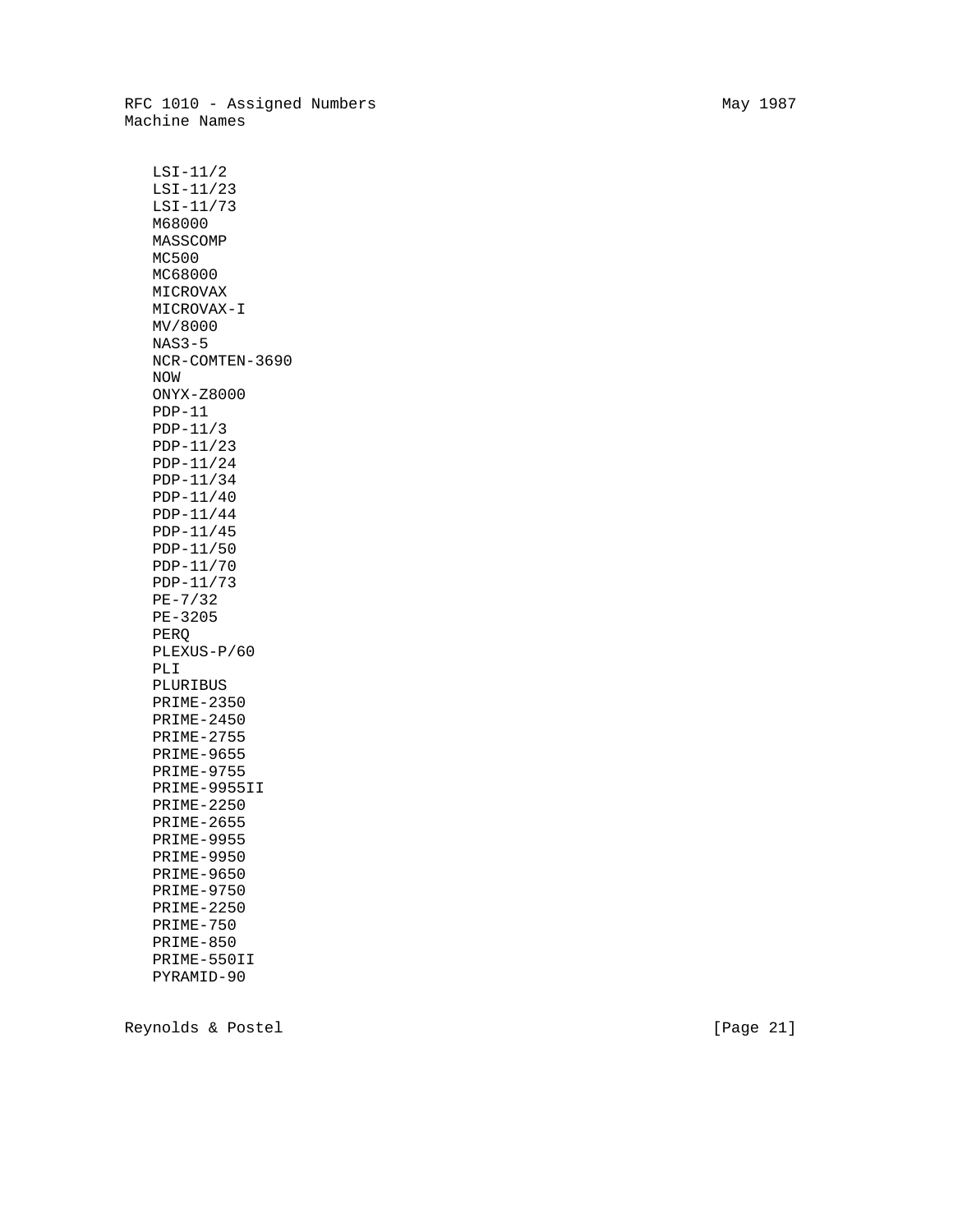Machine Names

```
   LSI-11/2
   LSI-11/23
   LSI-11/73
   M68000
   MASSCOMP
   MC500
   MC68000
   MICROVAX
   MICROVAX-I
   MV/8000
   NAS3-5
   NCR-COMTEN-3690
   NOW
   ONYX-Z8000
   PDP-11
   PDP-11/3
   PDP-11/23
   PDP-11/24
   PDP-11/34
   PDP-11/40
   PDP-11/44
   PDP-11/45
   PDP-11/50
   PDP-11/70
   PDP-11/73
   PE-7/32
   PE-3205
   PERQ
   PLEXUS-P/60
   PLI
   PLURIBUS
   PRIME-2350
   PRIME-2450
   PRIME-2755
   PRIME-9655
   PRIME-9755
   PRIME-9955II
   PRIME-2250
   PRIME-2655
   PRIME-9955
   PRIME-9950
   PRIME-9650
   PRIME-9750
   PRIME-2250
   PRIME-750
   PRIME-850
   PRIME-550II
   PYRAMID-90
```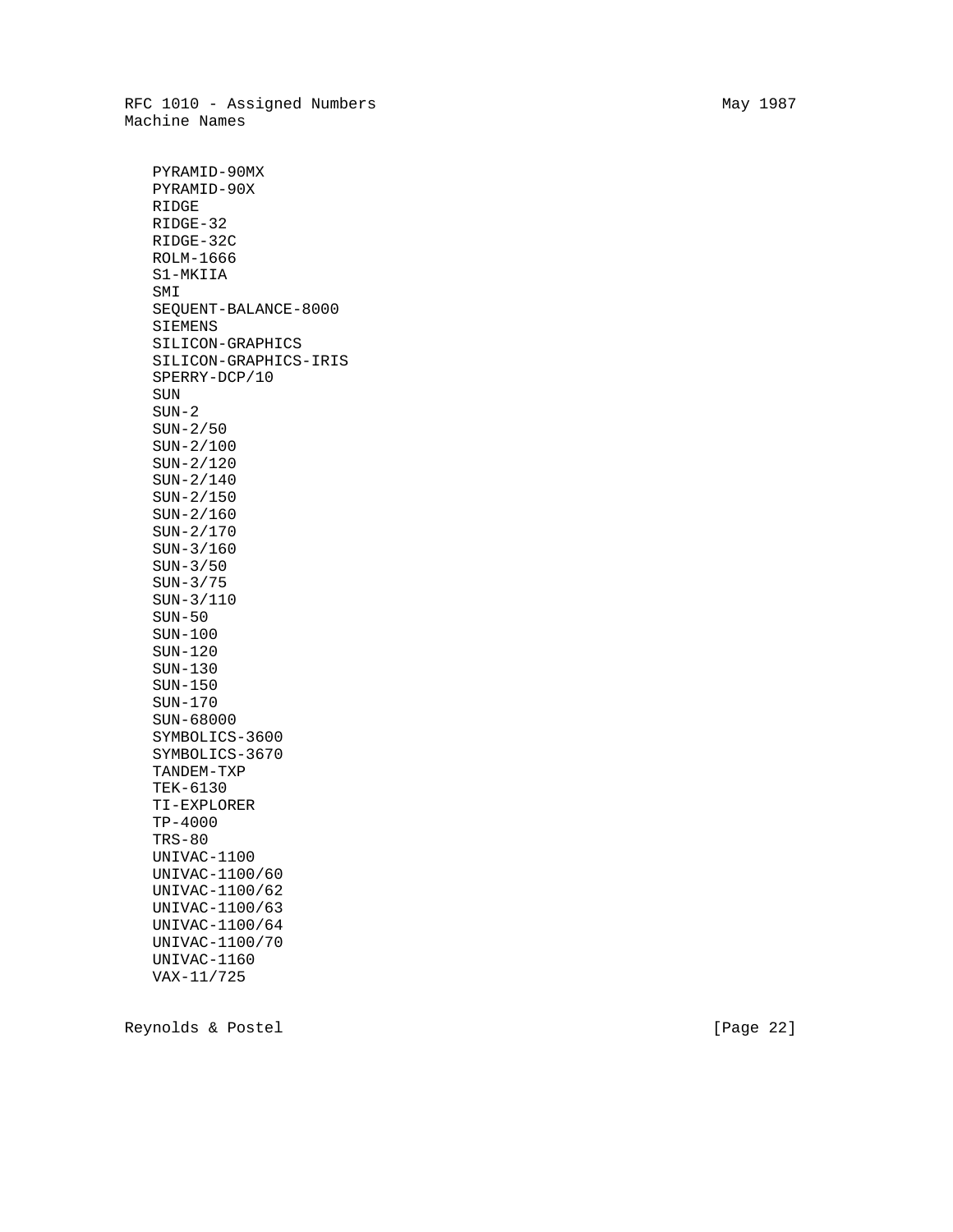PYRAMID-90MX
PYRAMID-90X
RIDGE
RIDGE-32
RIDGE-32C
ROLM-1666
S1-MKIIA
SMI
SEQUENT-BALANCE-8000
SIEMENS
SILICON-GRAPHICS
SILICON-GRAPHICS-IRIS
SPERRY-DCP/10
SUN
SUN-2
SUN-2/50
SUN-2/100
SUN-2/120
SUN-2/140
SUN-2/150
SUN-2/160
SUN-2/170
SUN-3/160
SUN-3/50
SUN-3/75
SUN-3/110
SUN-50
SUN-100
SUN-120
SUN-130
SUN-150
SUN-170
SUN-68000
SYMBOLICS-3600
SYMBOLICS-3670
TANDEM-TXP
TEK-6130
TI-EXPLORER
TP-4000
TRS-80
UNIVAC-1100
UNIVAC-1100/60
UNIVAC-1100/62
UNIVAC-1100/63
UNIVAC-1100/64
UNIVAC-1100/70
UNIVAC-1160
VAX-11/725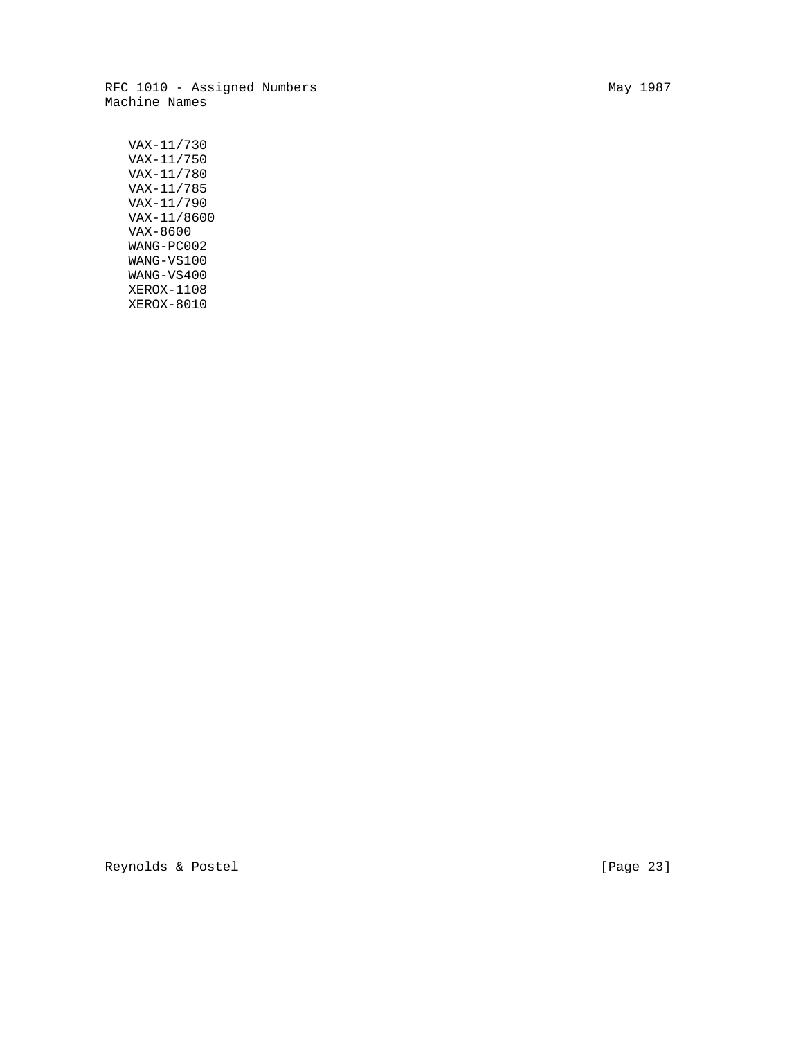VAX-11/730
VAX-11/750
VAX-11/780
VAX-11/785
VAX-11/790
VAX-11/8600
VAX-8600
WANG-PC002
WANG-VS100
WANG-VS400
XEROX-1108
XEROX-8010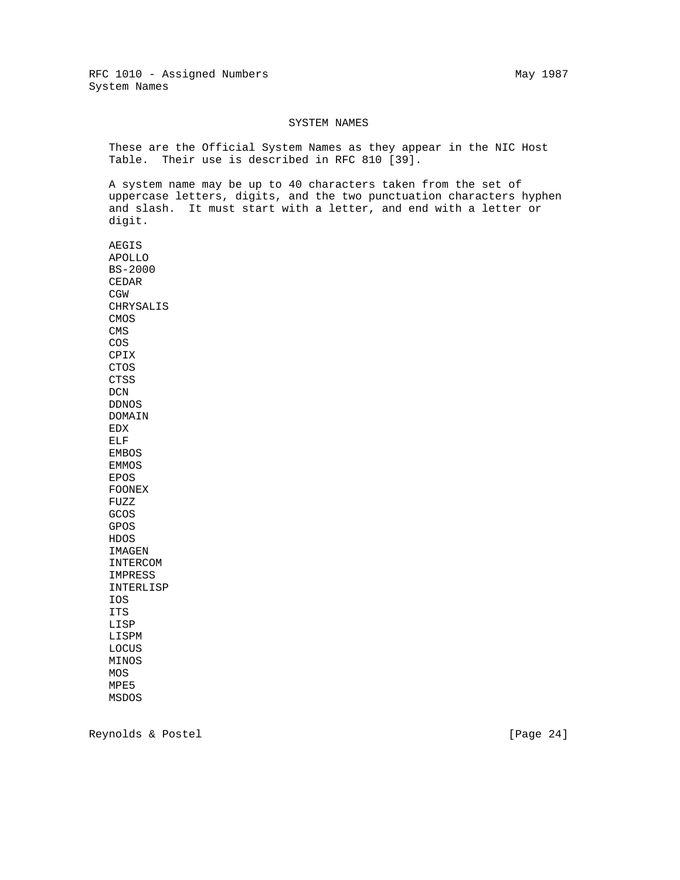## SYSTEM NAMES

These are the Official System Names as they appear in the NIC Host Table. Their use is described in RFC 810 [39].

A system name may be up to 40 characters taken from the set of uppercase letters, digits, and the two punctuation characters hyphen and slash. It must start with a letter, and end with a letter or digit.

```
AEGIS
APOLLO
BS-2000
CEDAR
CGW
CHRYSALIS
CMOS
CMS
COS
CPIX
CTOS
CTSS
DCN
DDNOS
DOMAIN
EDX
ELF
EMBOS
EMMOS
EPOS
FOONEX
FUZZ
GCOS
GPOS
HDOS
IMAGEN
INTERCOM
IMPRESS
INTERLISP
IOS
ITS
LISP
LISPM
LOCUS
MINOS
MOS
MPE5
MSDOS
```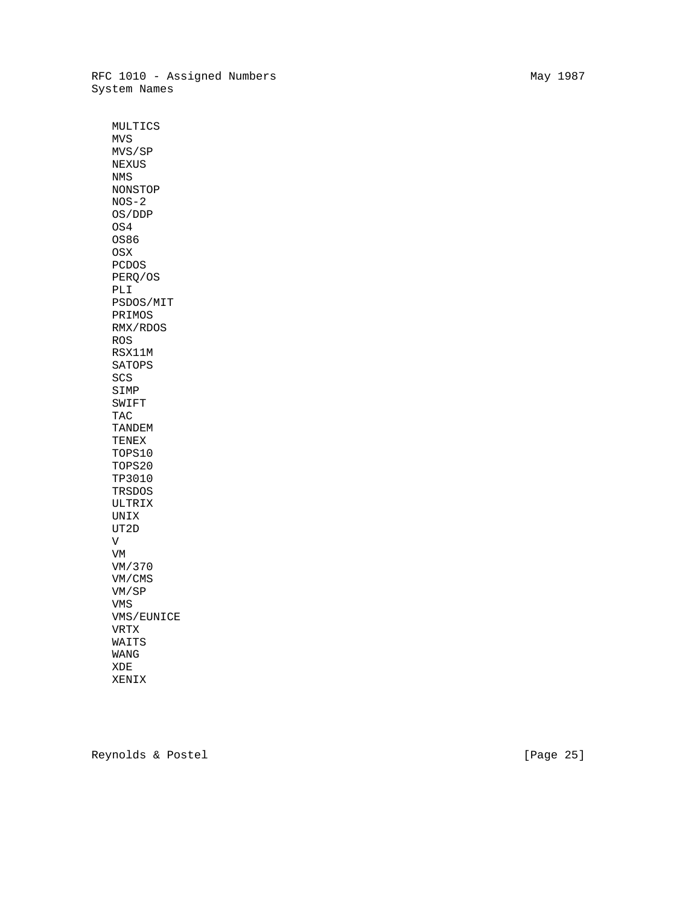MULTICS
MVS
MVS/SP
NEXUS
NMS
NONSTOP
NOS-2
OS/DDP
OS4
OS86
OSX
PCDOS
PERQ/OS
PLI
PSDOS/MIT
PRIMOS
RMX/RDOS
ROS
RSX11M
SATOPS
SCS
SIMP
SWIFT
TAC
TANDEM
TENEX
TOPS10
TOPS20
TP3010
TRSDOS
ULTRIX
UNIX
UT2D
V
VM
VM/370
VM/CMS
VM/SP
VMS
VMS/EUNICE
VRTX
WAITS
WANG
XDE
XENIX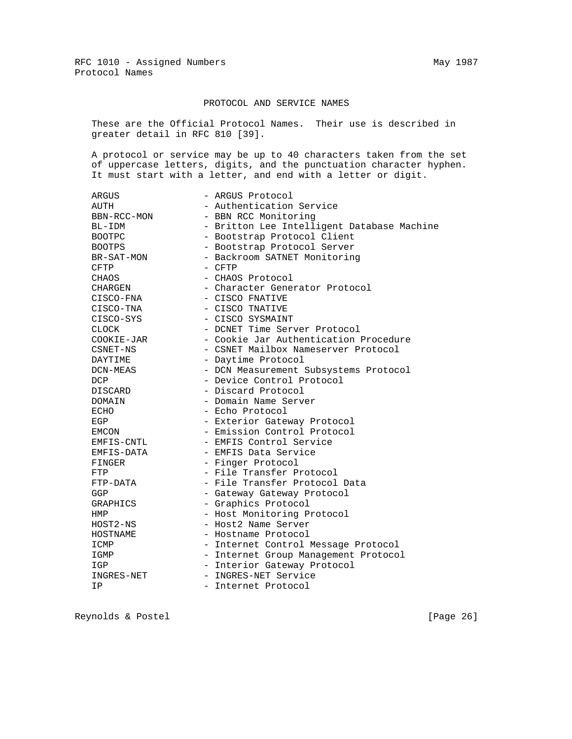## PROTOCOL AND SERVICE NAMES

These are the Official Protocol Names. Their use is described in greater detail in RFC 810 [39].

A protocol or service may be up to 40 characters taken from the set of uppercase letters, digits, and the punctuation character hyphen. It must start with a letter, and end with a letter or digit.

```
ARGUS              - ARGUS Protocol
AUTH               - Authentication Service
BBN-RCC-MON        - BBN RCC Monitoring
BL-IDM             - Britton Lee Intelligent Database Machine
BOOTPC             - Bootstrap Protocol Client
BOOTPS             - Bootstrap Protocol Server
BR-SAT-MON         - Backroom SATNET Monitoring
CFTP               - CFTP
CHAOS              - CHAOS Protocol
CHARGEN            - Character Generator Protocol
CISCO-FNA          - CISCO FNATIVE
CISCO-TNA          - CISCO TNATIVE
CISCO-SYS          - CISCO SYSMAINT
CLOCK              - DCNET Time Server Protocol
COOKIE-JAR         - Cookie Jar Authentication Procedure
CSNET-NS           - CSNET Mailbox Nameserver Protocol
DAYTIME            - Daytime Protocol
DCN-MEAS           - DCN Measurement Subsystems Protocol
DCP                - Device Control Protocol
DISCARD            - Discard Protocol
DOMAIN             - Domain Name Server
ECHO               - Echo Protocol
EGP                - Exterior Gateway Protocol
EMCON              - Emission Control Protocol
EMFIS-CNTL         - EMFIS Control Service
EMFIS-DATA         - EMFIS Data Service
FINGER             - Finger Protocol
FTP                - File Transfer Protocol
FTP-DATA           - File Transfer Protocol Data
GGP                - Gateway Gateway Protocol
GRAPHICS           - Graphics Protocol
HMP                - Host Monitoring Protocol
HOST2-NS           - Host2 Name Server
HOSTNAME           - Hostname Protocol
ICMP               - Internet Control Message Protocol
IGMP               - Internet Group Management Protocol
IGP                - Interior Gateway Protocol
INGRES-NET         - INGRES-NET Service
IP                 - Internet Protocol
```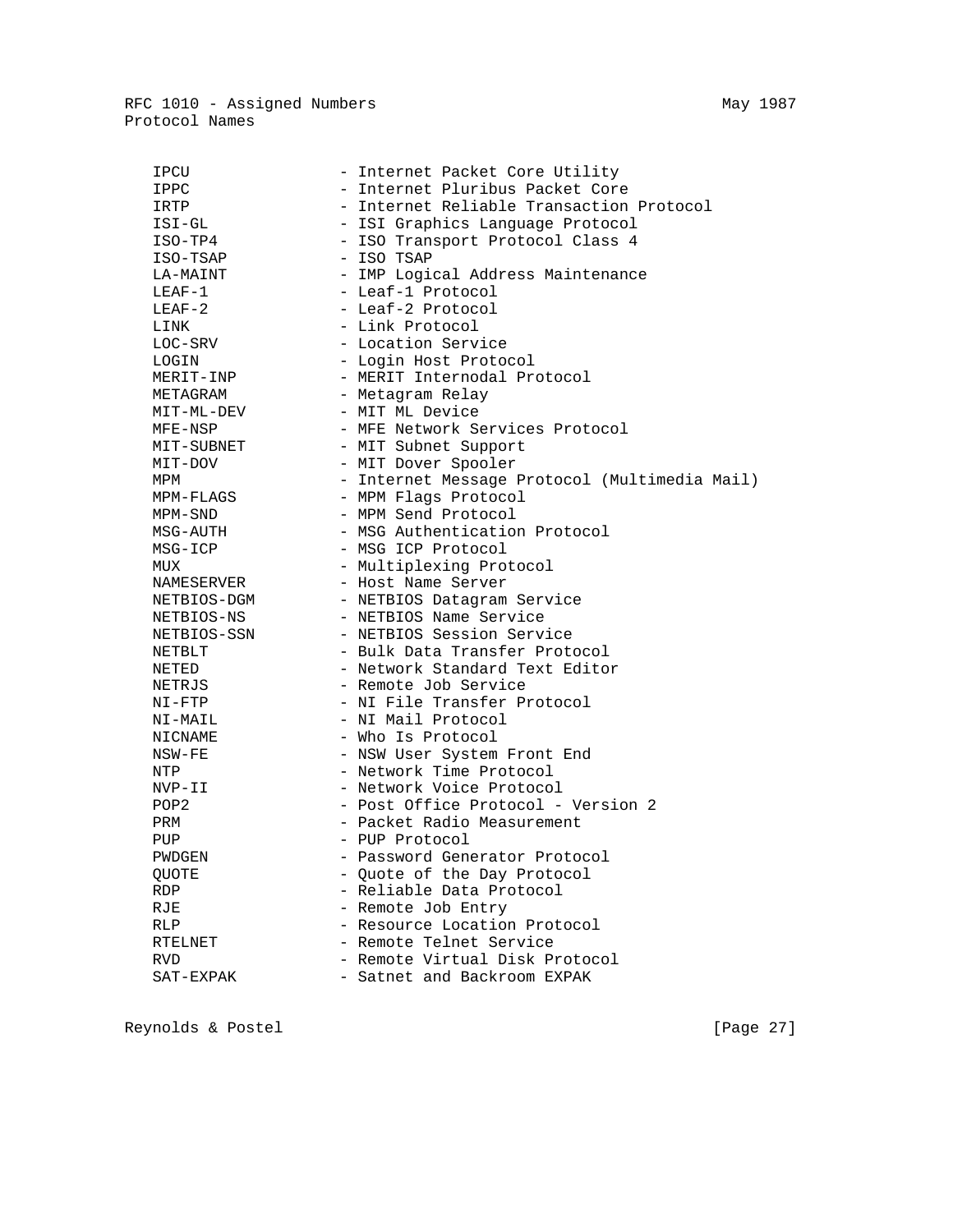```
IPCU              - Internet Packet Core Utility
IPPC              - Internet Pluribus Packet Core
IRTP              - Internet Reliable Transaction Protocol
ISI-GL            - ISI Graphics Language Protocol
ISO-TP4           - ISO Transport Protocol Class 4
ISO-TSAP          - ISO TSAP
LA-MAINT          - IMP Logical Address Maintenance
LEAF-1            - Leaf-1 Protocol
LEAF-2            - Leaf-2 Protocol
LINK              - Link Protocol
LOC-SRV           - Location Service
LOGIN             - Login Host Protocol
MERIT-INP         - MERIT Internodal Protocol
METAGRAM          - Metagram Relay
MIT-ML-DEV        - MIT ML Device
MFE-NSP           - MFE Network Services Protocol
MIT-SUBNET        - MIT Subnet Support
MIT-DOV           - MIT Dover Spooler
MPM               - Internet Message Protocol (Multimedia Mail)
MPM-FLAGS         - MPM Flags Protocol
MPM-SND           - MPM Send Protocol
MSG-AUTH          - MSG Authentication Protocol
MSG-ICP           - MSG ICP Protocol
MUX               - Multiplexing Protocol
NAMESERVER        - Host Name Server
NETBIOS-DGM       - NETBIOS Datagram Service
NETBIOS-NS        - NETBIOS Name Service
NETBIOS-SSN       - NETBIOS Session Service
NETBLT            - Bulk Data Transfer Protocol
NETED             - Network Standard Text Editor
NETRJS            - Remote Job Service
NI-FTP            - NI File Transfer Protocol
NI-MAIL           - NI Mail Protocol
NICNAME           - Who Is Protocol
NSW-FE            - NSW User System Front End
NTP               - Network Time Protocol
NVP-II            - Network Voice Protocol
POP2              - Post Office Protocol - Version 2
PRM               - Packet Radio Measurement
PUP               - PUP Protocol
PWDGEN            - Password Generator Protocol
QUOTE             - Quote of the Day Protocol
RDP               - Reliable Data Protocol
RJE               - Remote Job Entry
RLP               - Resource Location Protocol
RTELNET           - Remote Telnet Service
RVD               - Remote Virtual Disk Protocol
SAT-EXPAK         - Satnet and Backroom EXPAK
```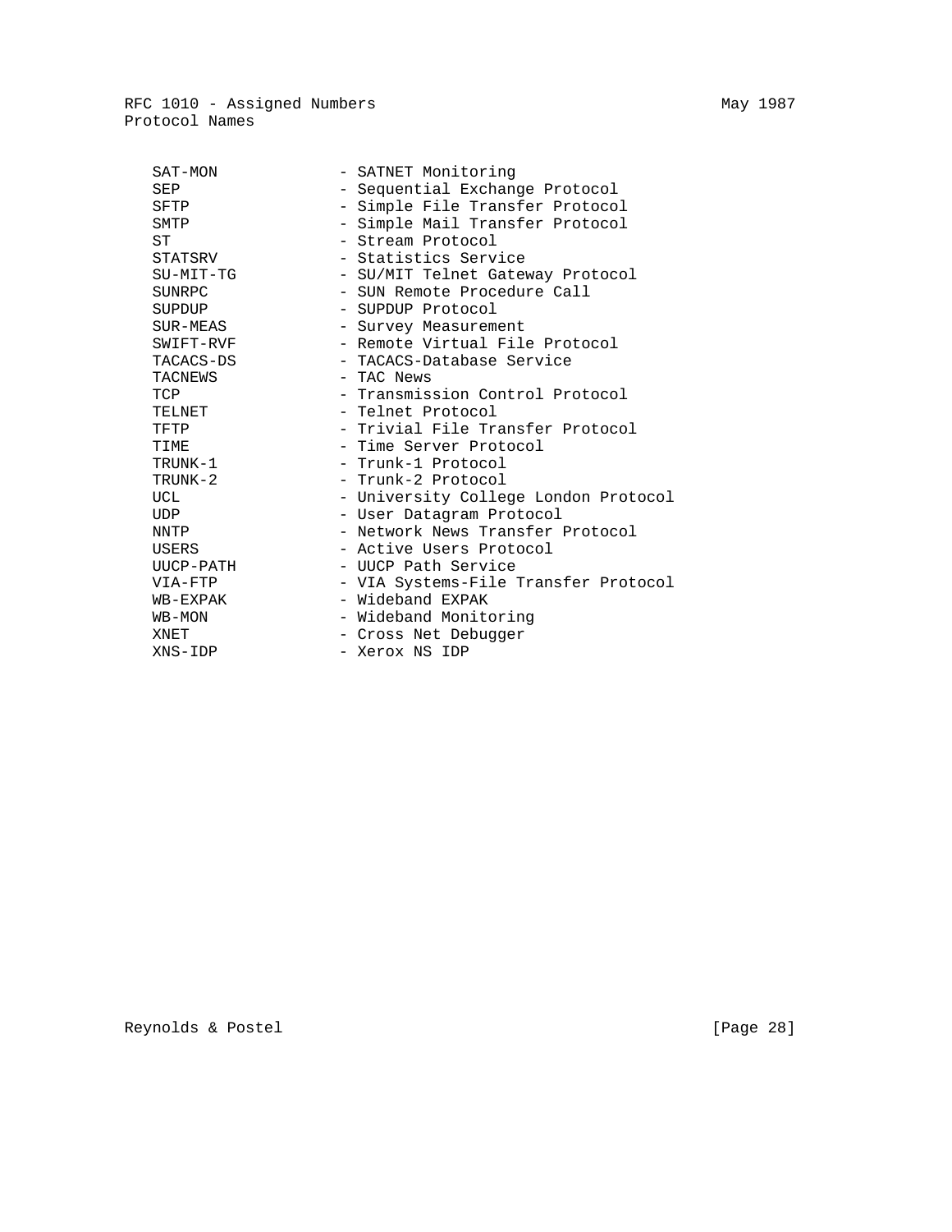```
SAT-MON             - SATNET Monitoring
SEP                 - Sequential Exchange Protocol
SFTP                - Simple File Transfer Protocol
SMTP                - Simple Mail Transfer Protocol
ST                  - Stream Protocol
STATSRV             - Statistics Service
SU-MIT-TG           - SU/MIT Telnet Gateway Protocol
SUNRPC              - SUN Remote Procedure Call
SUPDUP              - SUPDUP Protocol
SUR-MEAS            - Survey Measurement
SWIFT-RVF           - Remote Virtual File Protocol
TACACS-DS           - TACACS-Database Service
TACNEWS             - TAC News
TCP                 - Transmission Control Protocol
TELNET              - Telnet Protocol
TFTP                - Trivial File Transfer Protocol
TIME                - Time Server Protocol
TRUNK-1             - Trunk-1 Protocol
TRUNK-2             - Trunk-2 Protocol
UCL                 - University College London Protocol
UDP                 - User Datagram Protocol
NNTP                - Network News Transfer Protocol
USERS               - Active Users Protocol
UUCP-PATH           - UUCP Path Service
VIA-FTP             - VIA Systems-File Transfer Protocol
WB-EXPAK            - Wideband EXPAK
WB-MON              - Wideband Monitoring
XNET                - Cross Net Debugger
XNS-IDP             - Xerox NS IDP
```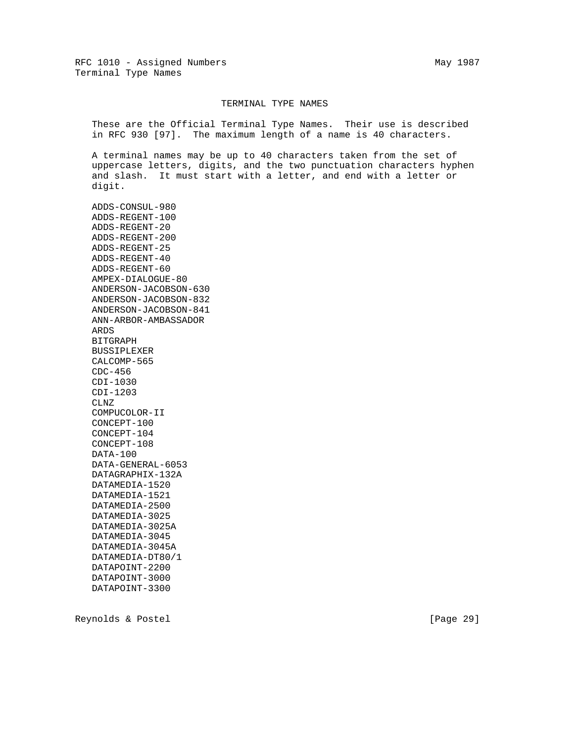## TERMINAL TYPE NAMES

These are the Official Terminal Type Names. Their use is described in RFC 930 [97]. The maximum length of a name is 40 characters.

A terminal names may be up to 40 characters taken from the set of uppercase letters, digits, and the two punctuation characters hyphen and slash. It must start with a letter, and end with a letter or digit.

```
ADDS-CONSUL-980
ADDS-REGENT-100
ADDS-REGENT-20
ADDS-REGENT-200
ADDS-REGENT-25
ADDS-REGENT-40
ADDS-REGENT-60
AMPEX-DIALOGUE-80
ANDERSON-JACOBSON-630
ANDERSON-JACOBSON-832
ANDERSON-JACOBSON-841
ANN-ARBOR-AMBASSADOR
ARDS
BITGRAPH
BUSSIPLEXER
CALCOMP-565
CDC-456
CDI-1030
CDI-1203
CLNZ
COMPUCOLOR-II
CONCEPT-100
CONCEPT-104
CONCEPT-108
DATA-100
DATA-GENERAL-6053
DATAGRAPHIX-132A
DATAMEDIA-1520
DATAMEDIA-1521
DATAMEDIA-2500
DATAMEDIA-3025
DATAMEDIA-3025A
DATAMEDIA-3045
DATAMEDIA-3045A
DATAMEDIA-DT80/1
DATAPOINT-2200
DATAPOINT-3000
DATAPOINT-3300
```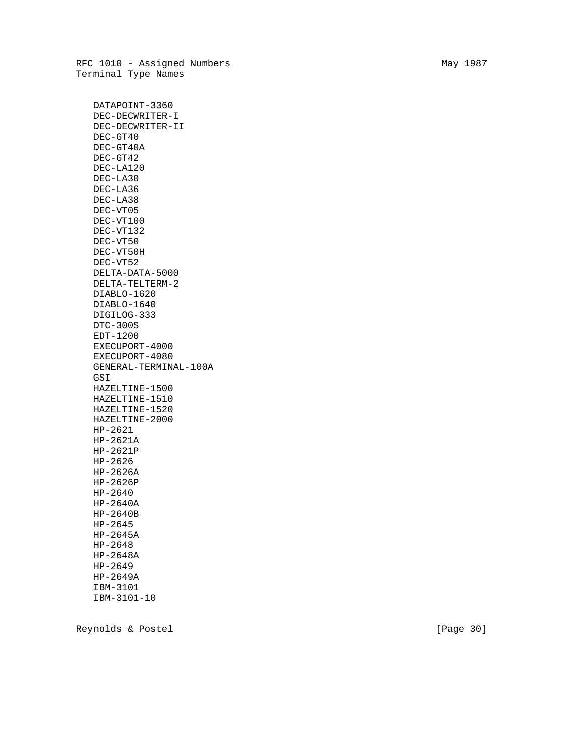DATAPOINT-3360
DEC-DECWRITER-I
DEC-DECWRITER-II
DEC-GT40
DEC-GT40A
DEC-GT42
DEC-LA120
DEC-LA30
DEC-LA36
DEC-LA38
DEC-VT05
DEC-VT100
DEC-VT132
DEC-VT50
DEC-VT50H
DEC-VT52
DELTA-DATA-5000
DELTA-TELTERM-2
DIABLO-1620
DIABLO-1640
DIGILOG-333
DTC-300S
EDT-1200
EXECUPORT-4000
EXECUPORT-4080
GENERAL-TERMINAL-100A
GSI
HAZELTINE-1500
HAZELTINE-1510
HAZELTINE-1520
HAZELTINE-2000
HP-2621
HP-2621A
HP-2621P
HP-2626
HP-2626A
HP-2626P
HP-2640
HP-2640A
HP-2640B
HP-2645
HP-2645A
HP-2648
HP-2648A
HP-2649
HP-2649A
IBM-3101
IBM-3101-10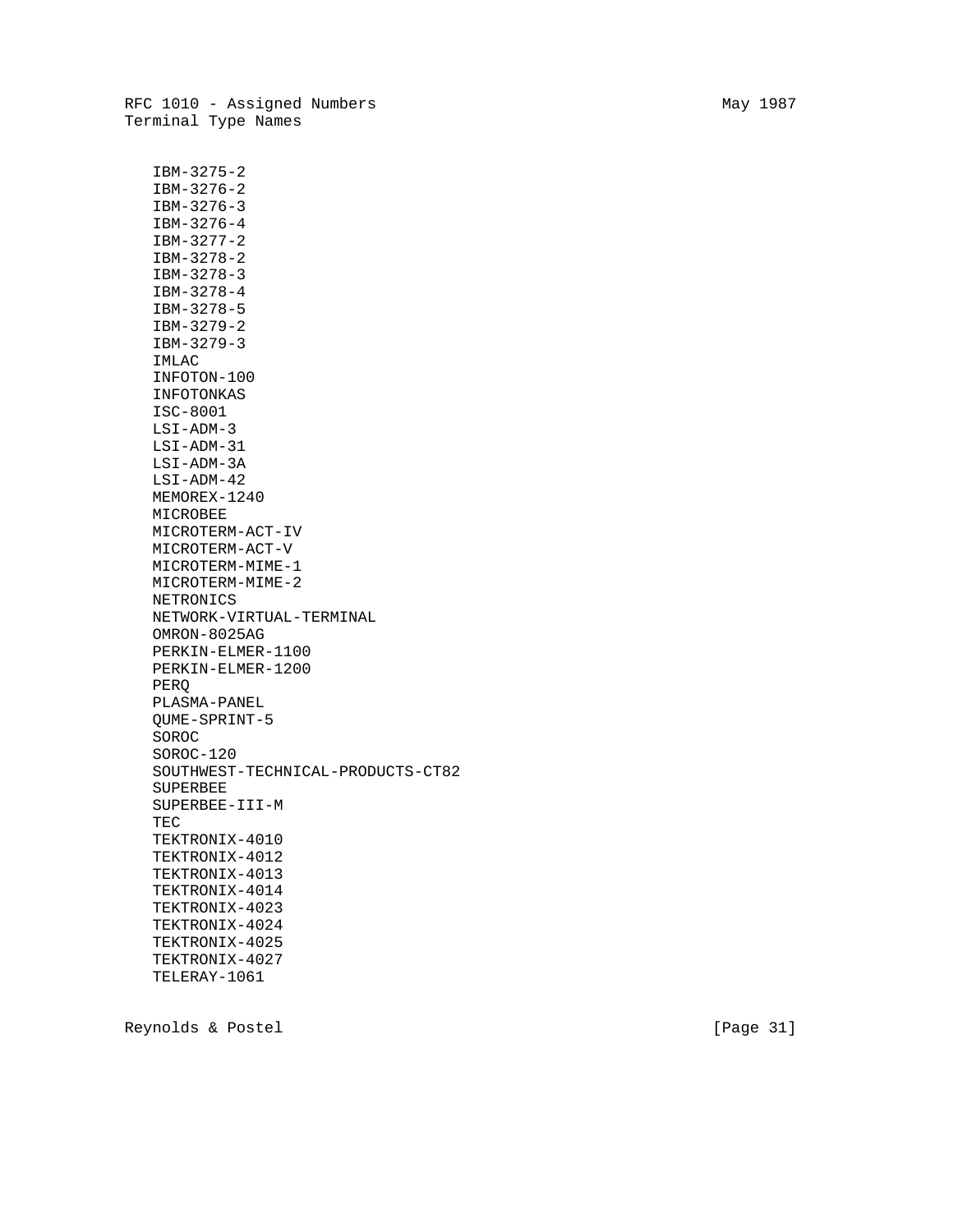IBM-3275-2
IBM-3276-2
IBM-3276-3
IBM-3276-4
IBM-3277-2
IBM-3278-2
IBM-3278-3
IBM-3278-4
IBM-3278-5
IBM-3279-2
IBM-3279-3
IMLAC
INFOTON-100
INFOTONKAS
ISC-8001
LSI-ADM-3
LSI-ADM-31
LSI-ADM-3A
LSI-ADM-42
MEMOREX-1240
MICROBEE
MICROTERM-ACT-IV
MICROTERM-ACT-V
MICROTERM-MIME-1
MICROTERM-MIME-2
NETRONICS
NETWORK-VIRTUAL-TERMINAL
OMRON-8025AG
PERKIN-ELMER-1100
PERKIN-ELMER-1200
PERQ
PLASMA-PANEL
QUME-SPRINT-5
SOROC
SOROC-120
SOUTHWEST-TECHNICAL-PRODUCTS-CT82
SUPERBEE
SUPERBEE-III-M
TEC
TEKTRONIX-4010
TEKTRONIX-4012
TEKTRONIX-4013
TEKTRONIX-4014
TEKTRONIX-4023
TEKTRONIX-4024
TEKTRONIX-4025
TEKTRONIX-4027
TELERAY-1061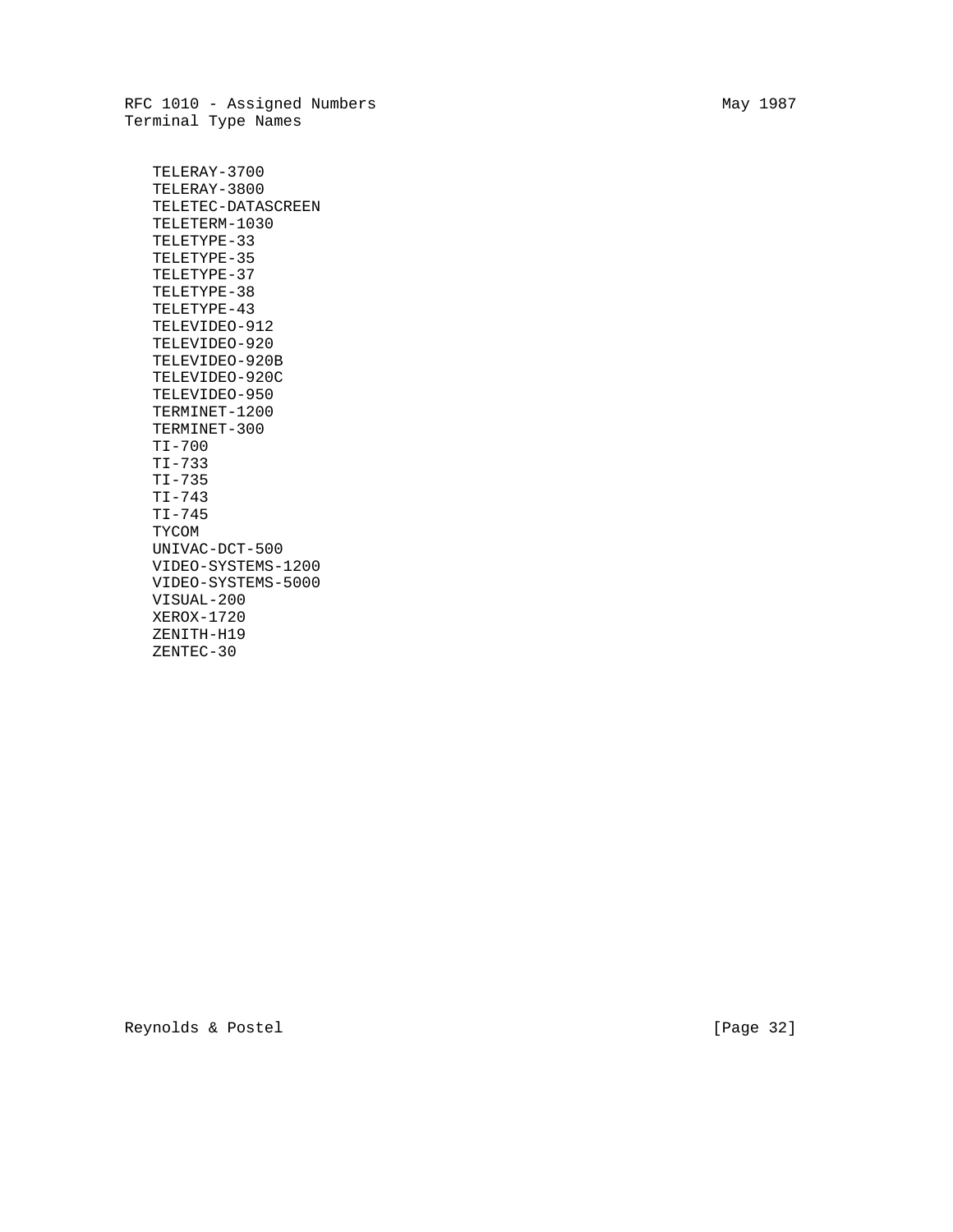TELERAY-3700
TELERAY-3800
TELETEC-DATASCREEN
TELETERM-1030
TELETYPE-33
TELETYPE-35
TELETYPE-37
TELETYPE-38
TELETYPE-43
TELEVIDEO-912
TELEVIDEO-920
TELEVIDEO-920B
TELEVIDEO-920C
TELEVIDEO-950
TERMINET-1200
TERMINET-300
TI-700
TI-733
TI-735
TI-743
TI-745
TYCOM
UNIVAC-DCT-500
VIDEO-SYSTEMS-1200
VIDEO-SYSTEMS-5000
VISUAL-200
XEROX-1720
ZENITH-H19
ZENTEC-30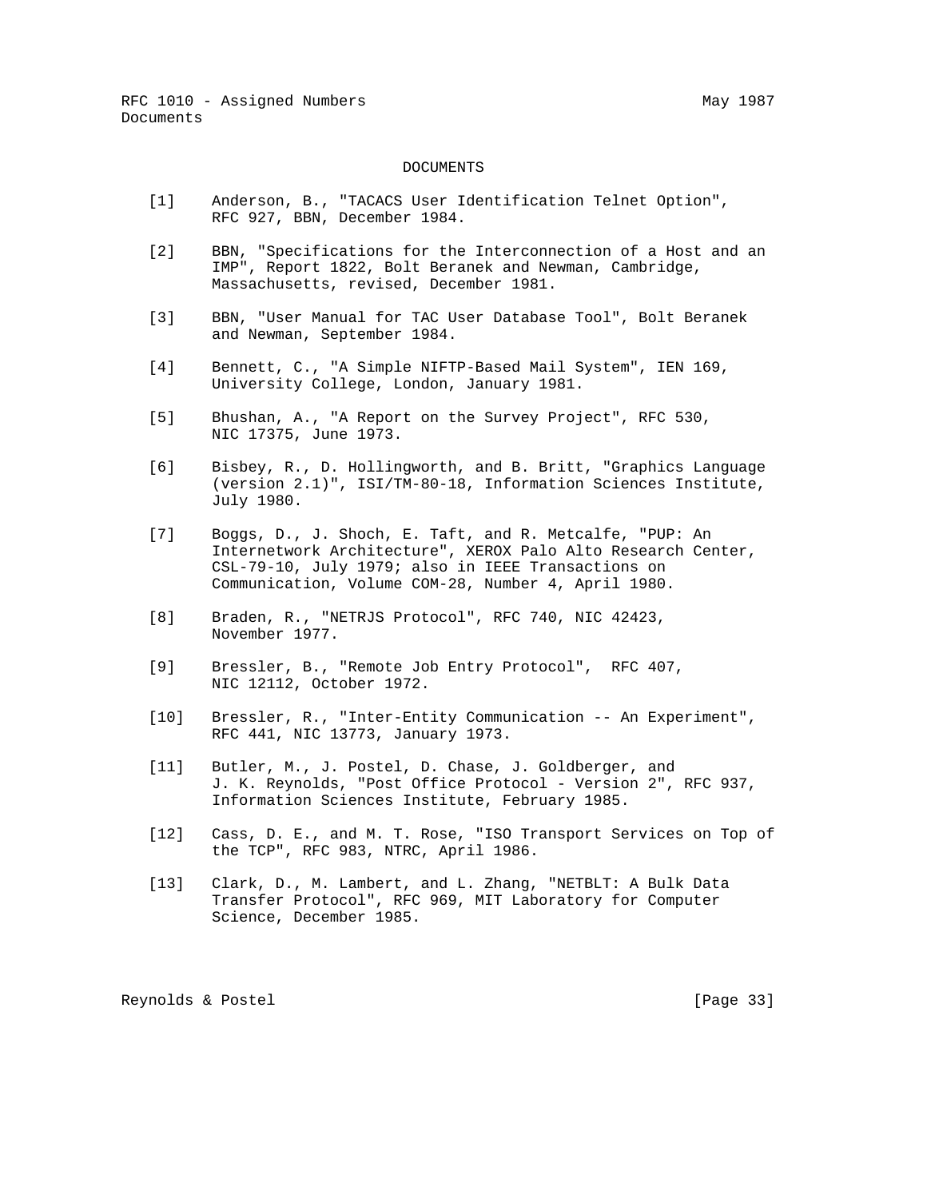## DOCUMENTS

[1] Anderson, B., "TACACS User Identification Telnet Option", RFC 927, BBN, December 1984.

[2] BBN, "Specifications for the Interconnection of a Host and an IMP", Report 1822, Bolt Beranek and Newman, Cambridge, Massachusetts, revised, December 1981.

[3] BBN, "User Manual for TAC User Database Tool", Bolt Beranek and Newman, September 1984.

[4] Bennett, C., "A Simple NIFTP-Based Mail System", IEN 169, University College, London, January 1981.

[5] Bhushan, A., "A Report on the Survey Project", RFC 530, NIC 17375, June 1973.

[6] Bisbey, R., D. Hollingworth, and B. Britt, "Graphics Language (version 2.1)", ISI/TM-80-18, Information Sciences Institute, July 1980.

[7] Boggs, D., J. Shoch, E. Taft, and R. Metcalfe, "PUP: An Internetwork Architecture", XEROX Palo Alto Research Center, CSL-79-10, July 1979; also in IEEE Transactions on Communication, Volume COM-28, Number 4, April 1980.

[8] Braden, R., "NETRJS Protocol", RFC 740, NIC 42423, November 1977.

[9] Bressler, B., "Remote Job Entry Protocol", RFC 407, NIC 12112, October 1972.

[10] Bressler, R., "Inter-Entity Communication -- An Experiment", RFC 441, NIC 13773, January 1973.

[11] Butler, M., J. Postel, D. Chase, J. Goldberger, and J. K. Reynolds, "Post Office Protocol - Version 2", RFC 937, Information Sciences Institute, February 1985.

[12] Cass, D. E., and M. T. Rose, "ISO Transport Services on Top of the TCP", RFC 983, NTRC, April 1986.

[13] Clark, D., M. Lambert, and L. Zhang, "NETBLT: A Bulk Data Transfer Protocol", RFC 969, MIT Laboratory for Computer Science, December 1985.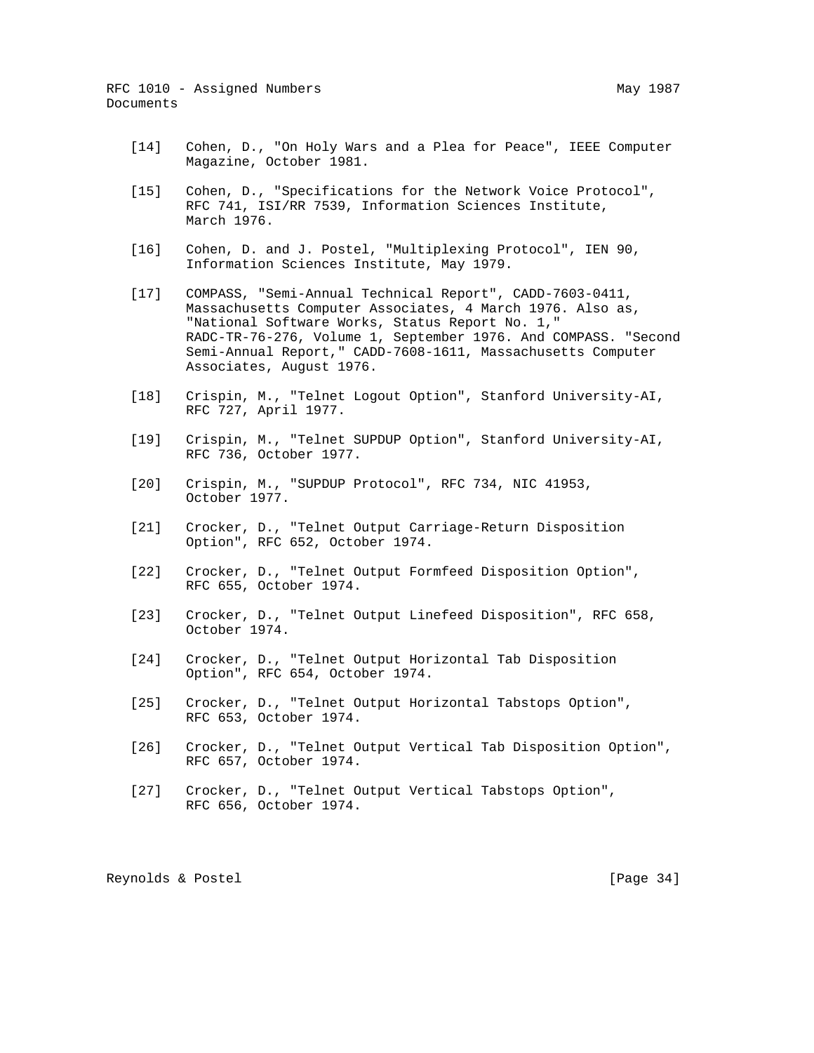[14] Cohen, D., "On Holy Wars and a Plea for Peace", IEEE Computer Magazine, October 1981.

[15] Cohen, D., "Specifications for the Network Voice Protocol", RFC 741, ISI/RR 7539, Information Sciences Institute, March 1976.

[16] Cohen, D. and J. Postel, "Multiplexing Protocol", IEN 90, Information Sciences Institute, May 1979.

[17] COMPASS, "Semi-Annual Technical Report", CADD-7603-0411, Massachusetts Computer Associates, 4 March 1976. Also as, "National Software Works, Status Report No. 1," RADC-TR-76-276, Volume 1, September 1976. And COMPASS. "Second Semi-Annual Report," CADD-7608-1611, Massachusetts Computer Associates, August 1976.

[18] Crispin, M., "Telnet Logout Option", Stanford University-AI, RFC 727, April 1977.

[19] Crispin, M., "Telnet SUPDUP Option", Stanford University-AI, RFC 736, October 1977.

[20] Crispin, M., "SUPDUP Protocol", RFC 734, NIC 41953, October 1977.

[21] Crocker, D., "Telnet Output Carriage-Return Disposition Option", RFC 652, October 1974.

[22] Crocker, D., "Telnet Output Formfeed Disposition Option", RFC 655, October 1974.

[23] Crocker, D., "Telnet Output Linefeed Disposition", RFC 658, October 1974.

[24] Crocker, D., "Telnet Output Horizontal Tab Disposition Option", RFC 654, October 1974.

[25] Crocker, D., "Telnet Output Horizontal Tabstops Option", RFC 653, October 1974.

[26] Crocker, D., "Telnet Output Vertical Tab Disposition Option", RFC 657, October 1974.

[27] Crocker, D., "Telnet Output Vertical Tabstops Option", RFC 656, October 1974.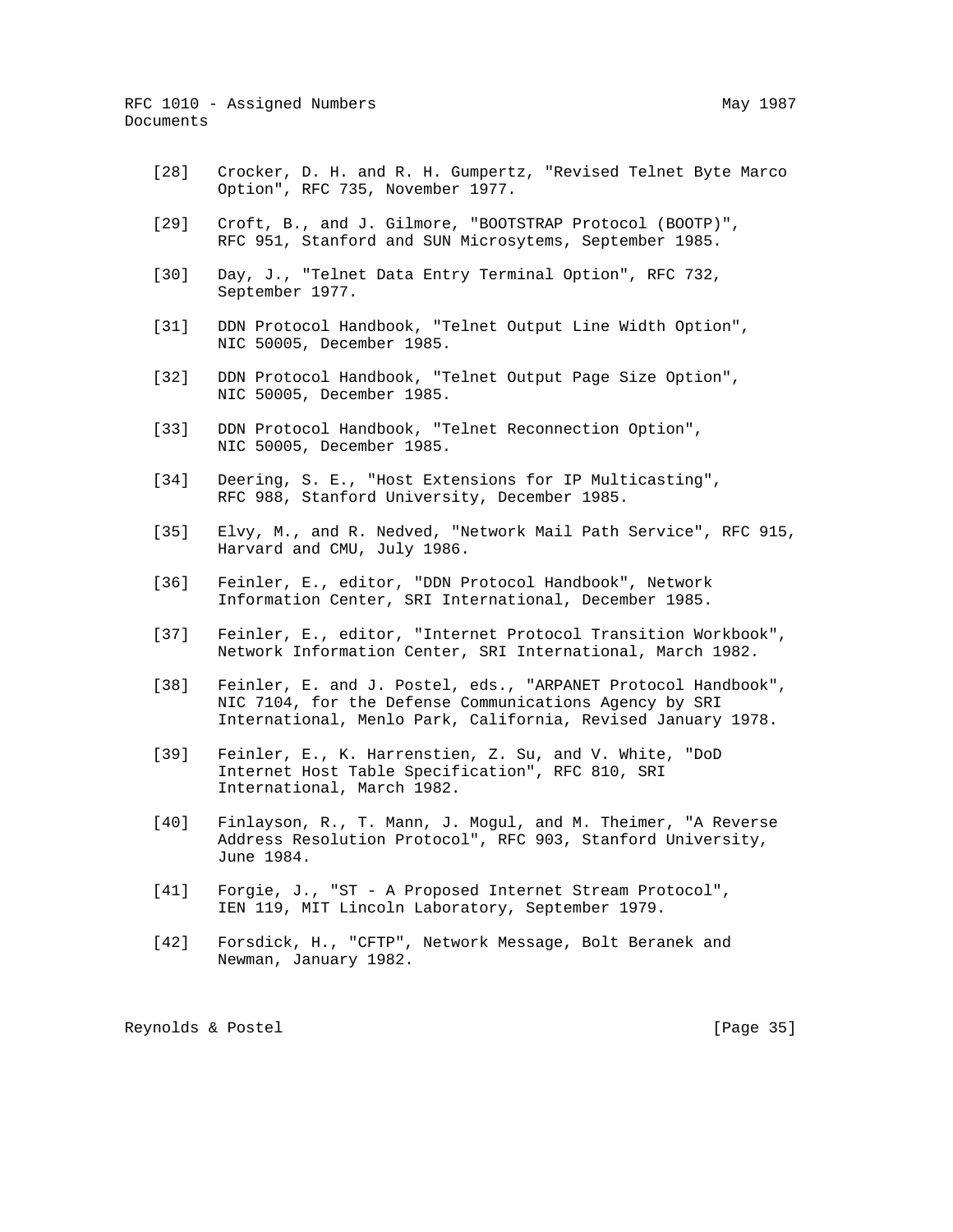[28] Crocker, D. H. and R. H. Gumpertz, "Revised Telnet Byte Marco Option", RFC 735, November 1977.

[29] Croft, B., and J. Gilmore, "BOOTSTRAP Protocol (BOOTP)", RFC 951, Stanford and SUN Microsytems, September 1985.

[30] Day, J., "Telnet Data Entry Terminal Option", RFC 732, September 1977.

[31] DDN Protocol Handbook, "Telnet Output Line Width Option", NIC 50005, December 1985.

[32] DDN Protocol Handbook, "Telnet Output Page Size Option", NIC 50005, December 1985.

[33] DDN Protocol Handbook, "Telnet Reconnection Option", NIC 50005, December 1985.

[34] Deering, S. E., "Host Extensions for IP Multicasting", RFC 988, Stanford University, December 1985.

[35] Elvy, M., and R. Nedved, "Network Mail Path Service", RFC 915, Harvard and CMU, July 1986.

[36] Feinler, E., editor, "DDN Protocol Handbook", Network Information Center, SRI International, December 1985.

[37] Feinler, E., editor, "Internet Protocol Transition Workbook", Network Information Center, SRI International, March 1982.

[38] Feinler, E. and J. Postel, eds., "ARPANET Protocol Handbook", NIC 7104, for the Defense Communications Agency by SRI International, Menlo Park, California, Revised January 1978.

[39] Feinler, E., K. Harrenstien, Z. Su, and V. White, "DoD Internet Host Table Specification", RFC 810, SRI International, March 1982.

[40] Finlayson, R., T. Mann, J. Mogul, and M. Theimer, "A Reverse Address Resolution Protocol", RFC 903, Stanford University, June 1984.

[41] Forgie, J., "ST - A Proposed Internet Stream Protocol", IEN 119, MIT Lincoln Laboratory, September 1979.

[42] Forsdick, H., "CFTP", Network Message, Bolt Beranek and Newman, January 1982.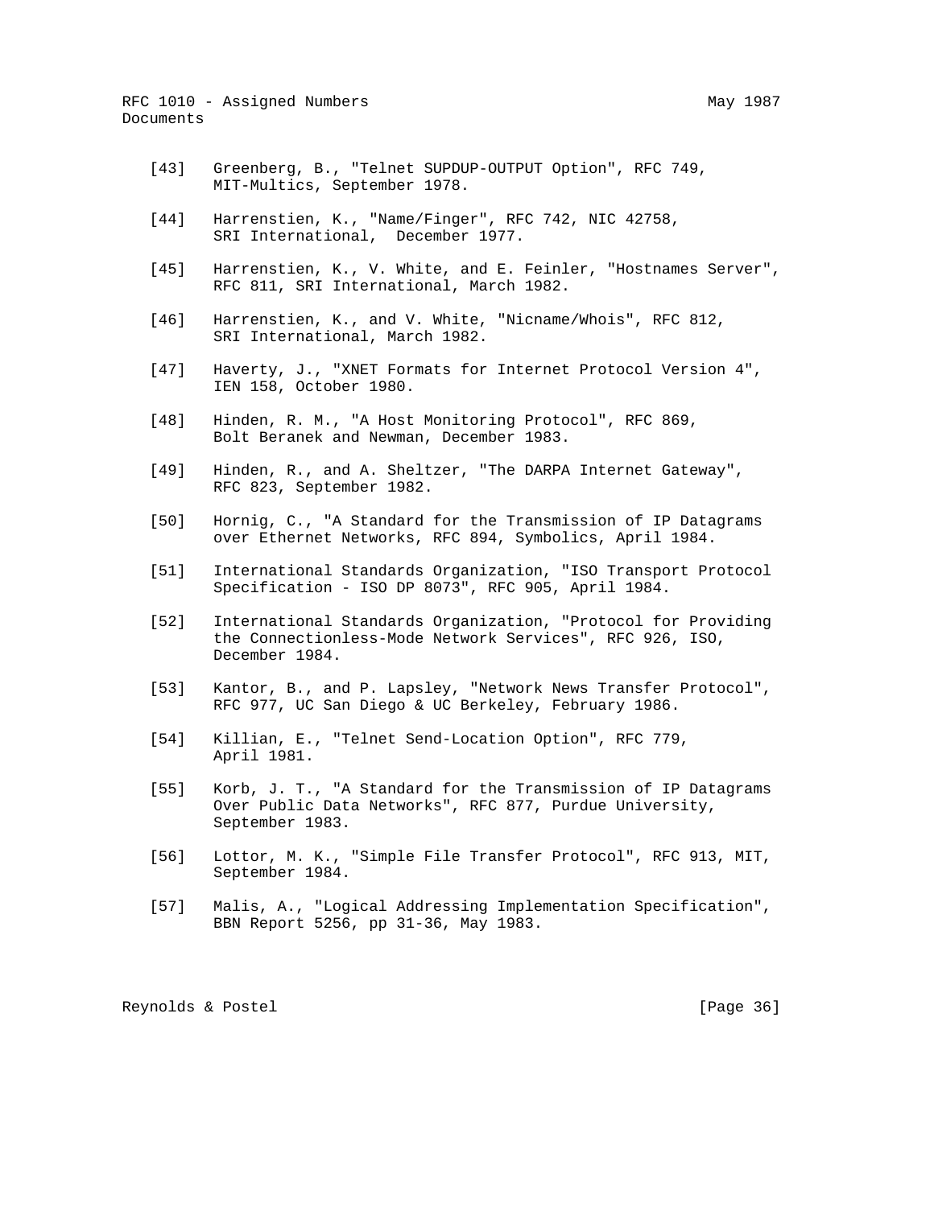Documents

[43] Greenberg, B., "Telnet SUPDUP-OUTPUT Option", RFC 749, MIT-Multics, September 1978.

[44] Harrenstien, K., "Name/Finger", RFC 742, NIC 42758, SRI International, December 1977.

[45] Harrenstien, K., V. White, and E. Feinler, "Hostnames Server", RFC 811, SRI International, March 1982.

[46] Harrenstien, K., and V. White, "Nicname/Whois", RFC 812, SRI International, March 1982.

[47] Haverty, J., "XNET Formats for Internet Protocol Version 4", IEN 158, October 1980.

[48] Hinden, R. M., "A Host Monitoring Protocol", RFC 869, Bolt Beranek and Newman, December 1983.

[49] Hinden, R., and A. Sheltzer, "The DARPA Internet Gateway", RFC 823, September 1982.

[50] Hornig, C., "A Standard for the Transmission of IP Datagrams over Ethernet Networks, RFC 894, Symbolics, April 1984.

[51] International Standards Organization, "ISO Transport Protocol Specification - ISO DP 8073", RFC 905, April 1984.

[52] International Standards Organization, "Protocol for Providing the Connectionless-Mode Network Services", RFC 926, ISO, December 1984.

[53] Kantor, B., and P. Lapsley, "Network News Transfer Protocol", RFC 977, UC San Diego & UC Berkeley, February 1986.

[54] Killian, E., "Telnet Send-Location Option", RFC 779, April 1981.

[55] Korb, J. T., "A Standard for the Transmission of IP Datagrams Over Public Data Networks", RFC 877, Purdue University, September 1983.

[56] Lottor, M. K., "Simple File Transfer Protocol", RFC 913, MIT, September 1984.

[57] Malis, A., "Logical Addressing Implementation Specification", BBN Report 5256, pp 31-36, May 1983.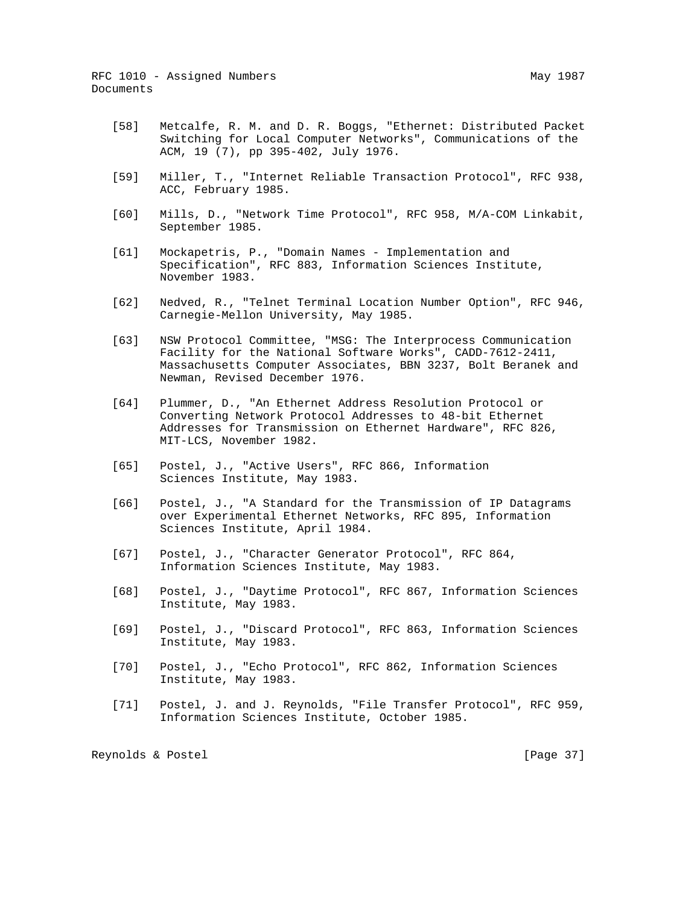[58] Metcalfe, R. M. and D. R. Boggs, "Ethernet: Distributed Packet Switching for Local Computer Networks", Communications of the ACM, 19 (7), pp 395-402, July 1976.

[59] Miller, T., "Internet Reliable Transaction Protocol", RFC 938, ACC, February 1985.

[60] Mills, D., "Network Time Protocol", RFC 958, M/A-COM Linkabit, September 1985.

[61] Mockapetris, P., "Domain Names - Implementation and Specification", RFC 883, Information Sciences Institute, November 1983.

[62] Nedved, R., "Telnet Terminal Location Number Option", RFC 946, Carnegie-Mellon University, May 1985.

[63] NSW Protocol Committee, "MSG: The Interprocess Communication Facility for the National Software Works", CADD-7612-2411, Massachusetts Computer Associates, BBN 3237, Bolt Beranek and Newman, Revised December 1976.

[64] Plummer, D., "An Ethernet Address Resolution Protocol or Converting Network Protocol Addresses to 48-bit Ethernet Addresses for Transmission on Ethernet Hardware", RFC 826, MIT-LCS, November 1982.

[65] Postel, J., "Active Users", RFC 866, Information Sciences Institute, May 1983.

[66] Postel, J., "A Standard for the Transmission of IP Datagrams over Experimental Ethernet Networks, RFC 895, Information Sciences Institute, April 1984.

[67] Postel, J., "Character Generator Protocol", RFC 864, Information Sciences Institute, May 1983.

[68] Postel, J., "Daytime Protocol", RFC 867, Information Sciences Institute, May 1983.

[69] Postel, J., "Discard Protocol", RFC 863, Information Sciences Institute, May 1983.

[70] Postel, J., "Echo Protocol", RFC 862, Information Sciences Institute, May 1983.

[71] Postel, J. and J. Reynolds, "File Transfer Protocol", RFC 959, Information Sciences Institute, October 1985.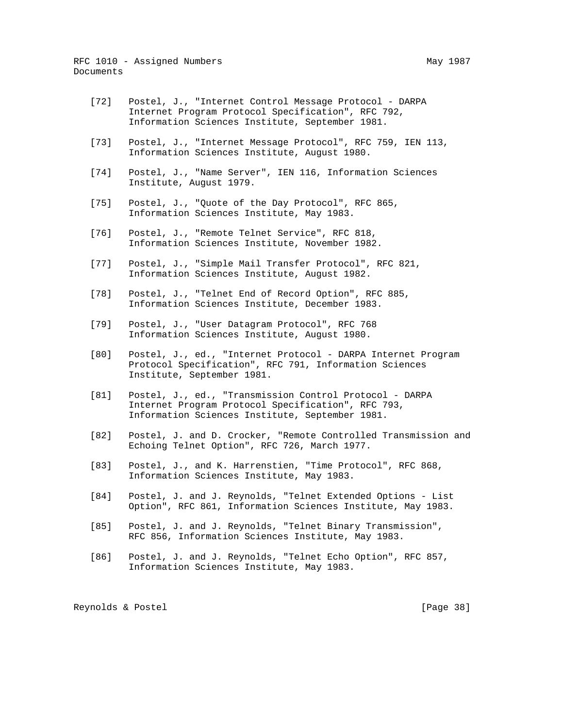[72] Postel, J., "Internet Control Message Protocol - DARPA Internet Program Protocol Specification", RFC 792, Information Sciences Institute, September 1981.

[73] Postel, J., "Internet Message Protocol", RFC 759, IEN 113, Information Sciences Institute, August 1980.

[74] Postel, J., "Name Server", IEN 116, Information Sciences Institute, August 1979.

[75] Postel, J., "Quote of the Day Protocol", RFC 865, Information Sciences Institute, May 1983.

[76] Postel, J., "Remote Telnet Service", RFC 818, Information Sciences Institute, November 1982.

[77] Postel, J., "Simple Mail Transfer Protocol", RFC 821, Information Sciences Institute, August 1982.

[78] Postel, J., "Telnet End of Record Option", RFC 885, Information Sciences Institute, December 1983.

[79] Postel, J., "User Datagram Protocol", RFC 768 Information Sciences Institute, August 1980.

[80] Postel, J., ed., "Internet Protocol - DARPA Internet Program Protocol Specification", RFC 791, Information Sciences Institute, September 1981.

[81] Postel, J., ed., "Transmission Control Protocol - DARPA Internet Program Protocol Specification", RFC 793, Information Sciences Institute, September 1981.

[82] Postel, J. and D. Crocker, "Remote Controlled Transmission and Echoing Telnet Option", RFC 726, March 1977.

[83] Postel, J., and K. Harrenstien, "Time Protocol", RFC 868, Information Sciences Institute, May 1983.

[84] Postel, J. and J. Reynolds, "Telnet Extended Options - List Option", RFC 861, Information Sciences Institute, May 1983.

[85] Postel, J. and J. Reynolds, "Telnet Binary Transmission", RFC 856, Information Sciences Institute, May 1983.

[86] Postel, J. and J. Reynolds, "Telnet Echo Option", RFC 857, Information Sciences Institute, May 1983.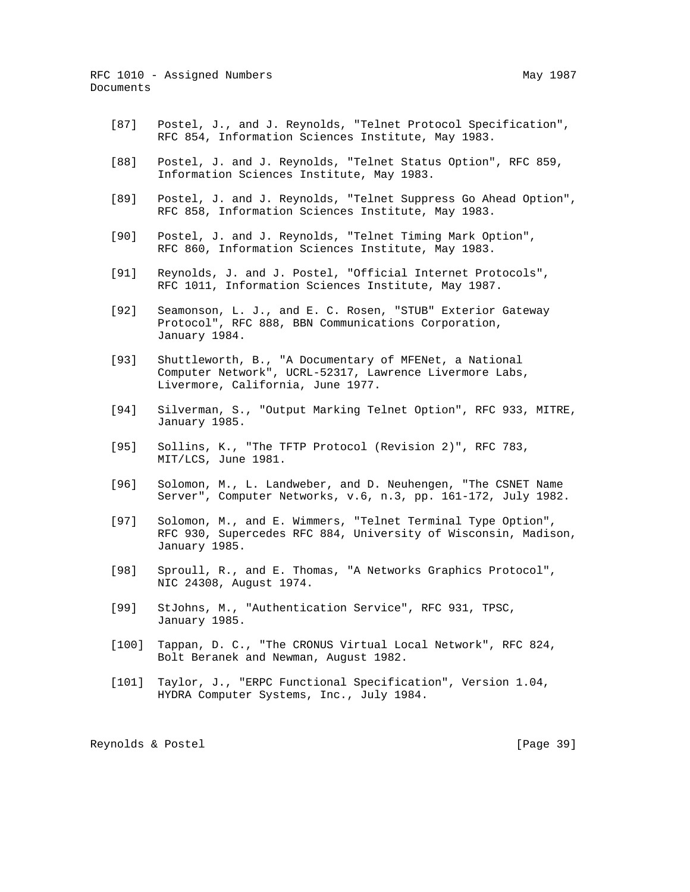Documents

[87] Postel, J., and J. Reynolds, "Telnet Protocol Specification", RFC 854, Information Sciences Institute, May 1983.

[88] Postel, J. and J. Reynolds, "Telnet Status Option", RFC 859, Information Sciences Institute, May 1983.

[89] Postel, J. and J. Reynolds, "Telnet Suppress Go Ahead Option", RFC 858, Information Sciences Institute, May 1983.

[90] Postel, J. and J. Reynolds, "Telnet Timing Mark Option", RFC 860, Information Sciences Institute, May 1983.

[91] Reynolds, J. and J. Postel, "Official Internet Protocols", RFC 1011, Information Sciences Institute, May 1987.

[92] Seamonson, L. J., and E. C. Rosen, "STUB" Exterior Gateway Protocol", RFC 888, BBN Communications Corporation, January 1984.

[93] Shuttleworth, B., "A Documentary of MFENet, a National Computer Network", UCRL-52317, Lawrence Livermore Labs, Livermore, California, June 1977.

[94] Silverman, S., "Output Marking Telnet Option", RFC 933, MITRE, January 1985.

[95] Sollins, K., "The TFTP Protocol (Revision 2)", RFC 783, MIT/LCS, June 1981.

[96] Solomon, M., L. Landweber, and D. Neuhengen, "The CSNET Name Server", Computer Networks, v.6, n.3, pp. 161-172, July 1982.

[97] Solomon, M., and E. Wimmers, "Telnet Terminal Type Option", RFC 930, Supercedes RFC 884, University of Wisconsin, Madison, January 1985.

[98] Sproull, R., and E. Thomas, "A Networks Graphics Protocol", NIC 24308, August 1974.

[99] StJohns, M., "Authentication Service", RFC 931, TPSC, January 1985.

[100] Tappan, D. C., "The CRONUS Virtual Local Network", RFC 824, Bolt Beranek and Newman, August 1982.

[101] Taylor, J., "ERPC Functional Specification", Version 1.04, HYDRA Computer Systems, Inc., July 1984.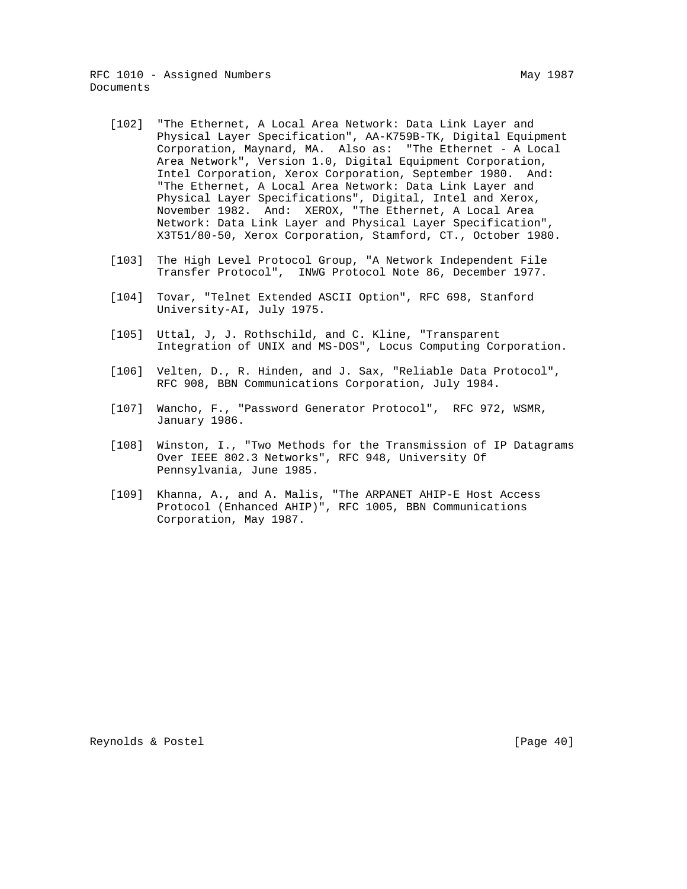Documents

[102] "The Ethernet, A Local Area Network: Data Link Layer and Physical Layer Specification", AA-K759B-TK, Digital Equipment Corporation, Maynard, MA. Also as: "The Ethernet - A Local Area Network", Version 1.0, Digital Equipment Corporation, Intel Corporation, Xerox Corporation, September 1980. And: "The Ethernet, A Local Area Network: Data Link Layer and Physical Layer Specifications", Digital, Intel and Xerox, November 1982. And: XEROX, "The Ethernet, A Local Area Network: Data Link Layer and Physical Layer Specification", X3T51/80-50, Xerox Corporation, Stamford, CT., October 1980.

[103] The High Level Protocol Group, "A Network Independent File Transfer Protocol", INWG Protocol Note 86, December 1977.

[104] Tovar, "Telnet Extended ASCII Option", RFC 698, Stanford University-AI, July 1975.

[105] Uttal, J, J. Rothschild, and C. Kline, "Transparent Integration of UNIX and MS-DOS", Locus Computing Corporation.

[106] Velten, D., R. Hinden, and J. Sax, "Reliable Data Protocol", RFC 908, BBN Communications Corporation, July 1984.

[107] Wancho, F., "Password Generator Protocol", RFC 972, WSMR, January 1986.

[108] Winston, I., "Two Methods for the Transmission of IP Datagrams Over IEEE 802.3 Networks", RFC 948, University Of Pennsylvania, June 1985.

[109] Khanna, A., and A. Malis, "The ARPANET AHIP-E Host Access Protocol (Enhanced AHIP)", RFC 1005, BBN Communications Corporation, May 1987.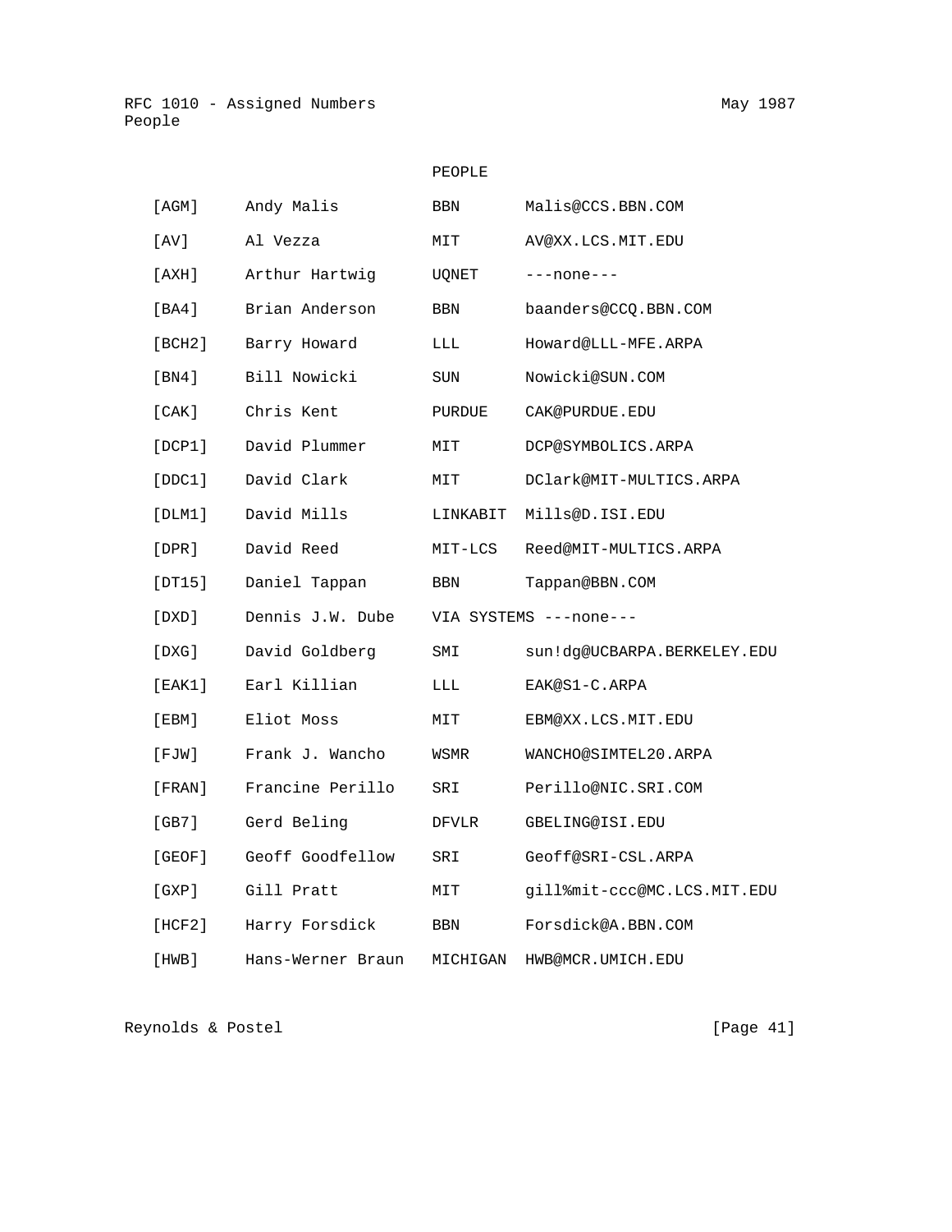## PEOPLE

| | | | |
|---|---|---|---|
| [AGM] | Andy Malis | BBN | Malis@CCS.BBN.COM |
| [AV] | Al Vezza | MIT | AV@XX.LCS.MIT.EDU |
| [AXH] | Arthur Hartwig | UQNET | ---none--- |
| [BA4] | Brian Anderson | BBN | baanders@CCQ.BBN.COM |
| [BCH2] | Barry Howard | LLL | Howard@LLL-MFE.ARPA |
| [BN4] | Bill Nowicki | SUN | Nowicki@SUN.COM |
| [CAK] | Chris Kent | PURDUE | CAK@PURDUE.EDU |
| [DCP1] | David Plummer | MIT | DCP@SYMBOLICS.ARPA |
| [DDC1] | David Clark | MIT | DClark@MIT-MULTICS.ARPA |
| [DLM1] | David Mills | LINKABIT | Mills@D.ISI.EDU |
| [DPR] | David Reed | MIT-LCS | Reed@MIT-MULTICS.ARPA |
| [DT15] | Daniel Tappan | BBN | Tappan@BBN.COM |
| [DXD] | Dennis J.W. Dube | VIA SYSTEMS | ---none--- |
| [DXG] | David Goldberg | SMI | sun!dg@UCBARPA.BERKELEY.EDU |
| [EAK1] | Earl Killian | LLL | EAK@S1-C.ARPA |
| [EBM] | Eliot Moss | MIT | EBM@XX.LCS.MIT.EDU |
| [FJW] | Frank J. Wancho | WSMR | WANCHO@SIMTEL20.ARPA |
| [FRAN] | Francine Perillo | SRI | Perillo@NIC.SRI.COM |
| [GB7] | Gerd Beling | DFVLR | GBELING@ISI.EDU |
| [GEOF] | Geoff Goodfellow | SRI | Geoff@SRI-CSL.ARPA |
| [GXP] | Gill Pratt | MIT | gill%mit-ccc@MC.LCS.MIT.EDU |
| [HCF2] | Harry Forsdick | BBN | Forsdick@A.BBN.COM |
| [HWB] | Hans-Werner Braun | MICHIGAN | HWB@MCR.UMICH.EDU |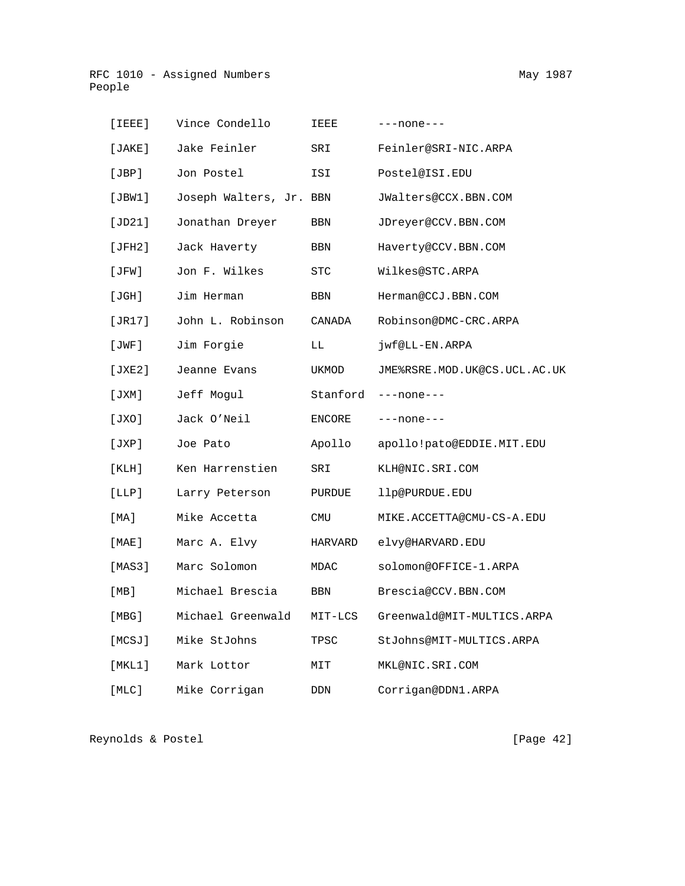| | | | |
|---|---|---|---|
| [IEEE] | Vince Condello | IEEE | ---none--- |
| [JAKE] | Jake Feinler | SRI | Feinler@SRI-NIC.ARPA |
| [JBP] | Jon Postel | ISI | Postel@ISI.EDU |
| [JBW1] | Joseph Walters, Jr. | BBN | JWalters@CCX.BBN.COM |
| [JD21] | Jonathan Dreyer | BBN | JDreyer@CCV.BBN.COM |
| [JFH2] | Jack Haverty | BBN | Haverty@CCV.BBN.COM |
| [JFW] | Jon F. Wilkes | STC | Wilkes@STC.ARPA |
| [JGH] | Jim Herman | BBN | Herman@CCJ.BBN.COM |
| [JR17] | John L. Robinson | CANADA | Robinson@DMC-CRC.ARPA |
| [JWF] | Jim Forgie | LL | jwf@LL-EN.ARPA |
| [JXE2] | Jeanne Evans | UKMOD | JME%RSRE.MOD.UK@CS.UCL.AC.UK |
| [JXM] | Jeff Mogul | Stanford | ---none--- |
| [JXO] | Jack O’Neil | ENCORE | ---none--- |
| [JXP] | Joe Pato | Apollo | apollo!pato@EDDIE.MIT.EDU |
| [KLH] | Ken Harrenstien | SRI | KLH@NIC.SRI.COM |
| [LLP] | Larry Peterson | PURDUE | llp@PURDUE.EDU |
| [MA] | Mike Accetta | CMU | MIKE.ACCETTA@CMU-CS-A.EDU |
| [MAE] | Marc A. Elvy | HARVARD | elvy@HARVARD.EDU |
| [MAS3] | Marc Solomon | MDAC | solomon@OFFICE-1.ARPA |
| [MB] | Michael Brescia | BBN | Brescia@CCV.BBN.COM |
| [MBG] | Michael Greenwald | MIT-LCS | Greenwald@MIT-MULTICS.ARPA |
| [MCSJ] | Mike StJohns | TPSC | StJohns@MIT-MULTICS.ARPA |
| [MKL1] | Mark Lottor | MIT | MKL@NIC.SRI.COM |
| [MLC] | Mike Corrigan | DDN | Corrigan@DDN1.ARPA |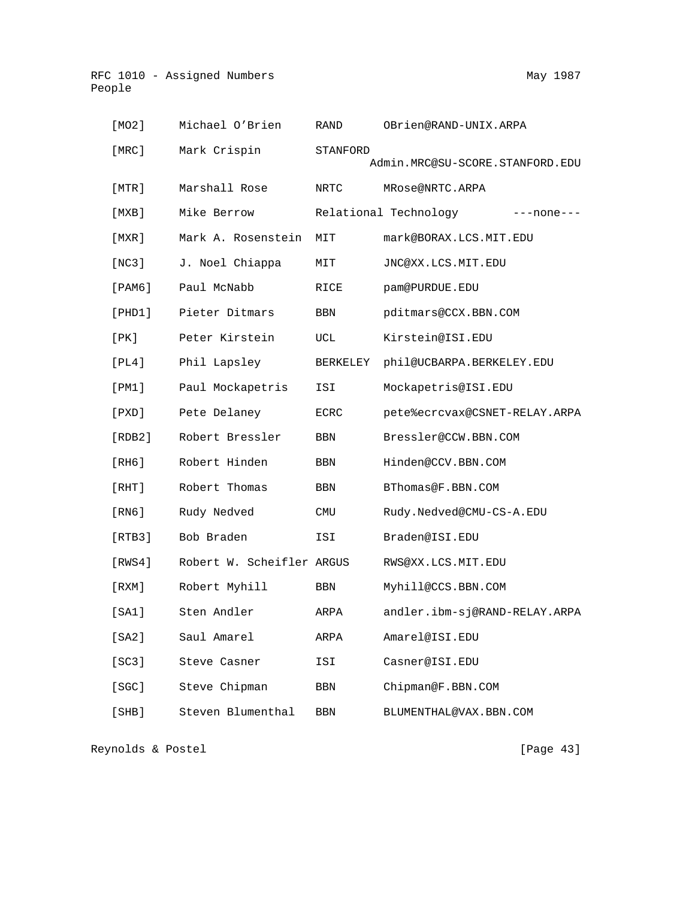| | | | |
|---|---|---|---|
| [MO2] | Michael O'Brien | RAND | OBrien@RAND-UNIX.ARPA |
| [MRC] | Mark Crispin | STANFORD | Admin.MRC@SU-SCORE.STANFORD.EDU |
| [MTR] | Marshall Rose | NRTC | MRose@NRTC.ARPA |
| [MXB] | Mike Berrow | Relational Technology | ---none--- |
| [MXR] | Mark A. Rosenstein | MIT | mark@BORAX.LCS.MIT.EDU |
| [NC3] | J. Noel Chiappa | MIT | JNC@XX.LCS.MIT.EDU |
| [PAM6] | Paul McNabb | RICE | pam@PURDUE.EDU |
| [PHD1] | Pieter Ditmars | BBN | pditmars@CCX.BBN.COM |
| [PK] | Peter Kirstein | UCL | Kirstein@ISI.EDU |
| [PL4] | Phil Lapsley | BERKELEY | phil@UCBARPA.BERKELEY.EDU |
| [PM1] | Paul Mockapetris | ISI | Mockapetris@ISI.EDU |
| [PXD] | Pete Delaney | ECRC | pete%ecrcvax@CSNET-RELAY.ARPA |
| [RDB2] | Robert Bressler | BBN | Bressler@CCW.BBN.COM |
| [RH6] | Robert Hinden | BBN | Hinden@CCV.BBN.COM |
| [RHT] | Robert Thomas | BBN | BThomas@F.BBN.COM |
| [RN6] | Rudy Nedved | CMU | Rudy.Nedved@CMU-CS-A.EDU |
| [RTB3] | Bob Braden | ISI | Braden@ISI.EDU |
| [RWS4] | Robert W. Scheifler | ARGUS | RWS@XX.LCS.MIT.EDU |
| [RXM] | Robert Myhill | BBN | Myhill@CCS.BBN.COM |
| [SA1] | Sten Andler | ARPA | andler.ibm-sj@RAND-RELAY.ARPA |
| [SA2] | Saul Amarel | ARPA | Amarel@ISI.EDU |
| [SC3] | Steve Casner | ISI | Casner@ISI.EDU |
| [SGC] | Steve Chipman | BBN | Chipman@F.BBN.COM |
| [SHB] | Steven Blumenthal | BBN | BLUMENTHAL@VAX.BBN.COM |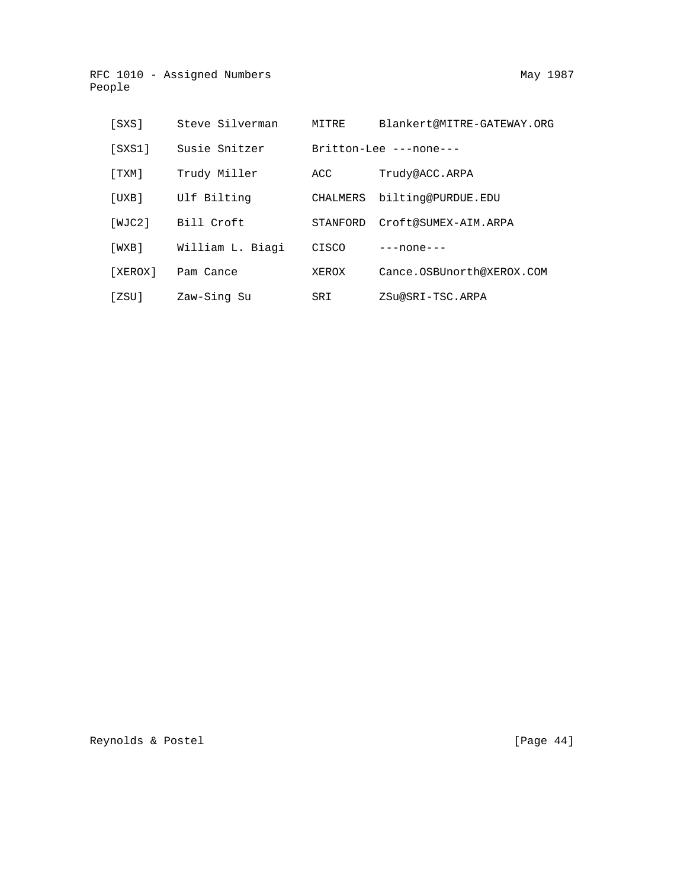| | | | |
|---|---|---|---|
| [SXS] | Steve Silverman | MITRE | Blankert@MITRE-GATEWAY.ORG |
| [SXS1] | Susie Snitzer | Britton-Lee | ---none--- |
| [TXM] | Trudy Miller | ACC | Trudy@ACC.ARPA |
| [UXB] | Ulf Bilting | CHALMERS | bilting@PURDUE.EDU |
| [WJC2] | Bill Croft | STANFORD | Croft@SUMEX-AIM.ARPA |
| [WXB] | William L. Biagi | CISCO | ---none--- |
| [XEROX] | Pam Cance | XEROX | Cance.OSBUnorth@XEROX.COM |
| [ZSU] | Zaw-Sing Su | SRI | ZSu@SRI-TSC.ARPA |